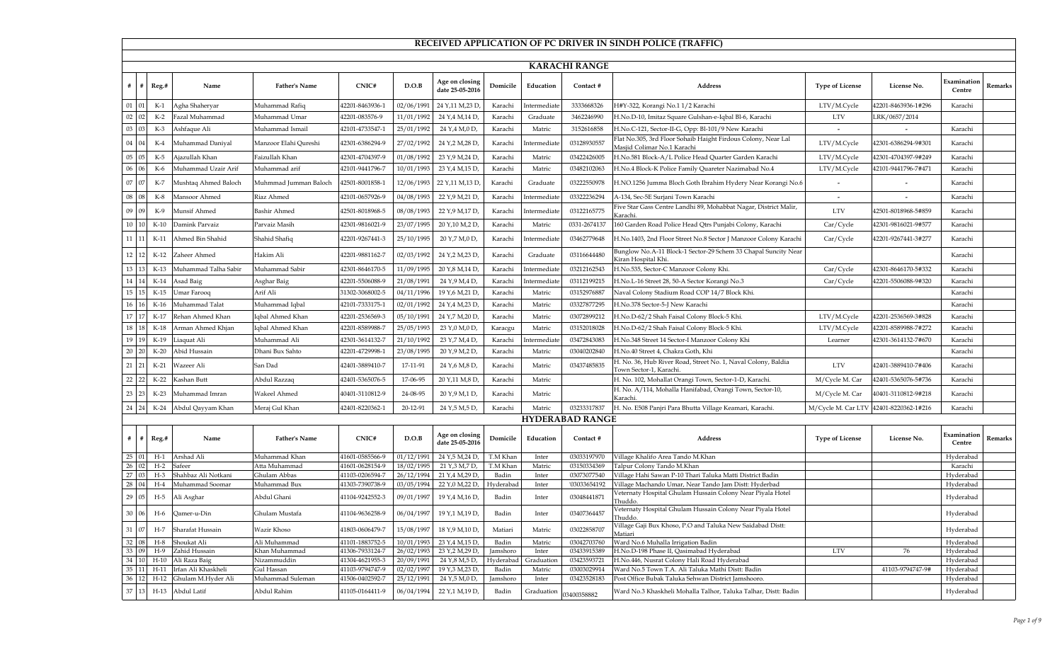# RECEIVED APPLICATION OF PC DRIVER IN SINDH POLICE (TRAFFIC)

## KARACHI RANGE

| # | # | Reg.# | Name | Father's Name | CNIC# | D.O.B | Age on closing date 25-05-2016 | Domicile | Education | Contact # | Address | Type of License | License No. | Examination Centre | Remarks |
|---|---|---|---|---|---|---|---|---|---|---|---|---|---|---|---|
| 01 | 01 | K-1 | Agha Shaheryar | Muhammad Rafiq | 42201-8463936-1 | 02/06/1991 | 24 Y,11 M,23 D, | Karachi | Intermediate | 3333668326 | H#Y-322, Korangi No.1 1/2 Karachi | LTV/M.Cycle | 42201-8463936-1#296 | Karachi | |
| 02 | 02 | K-2 | Fazal Muhammad | Muhammad Umar | 42201-083576-9 | 11/01/1992 | 24 Y,4 M,14 D, | Karachi | Graduate | 3462246990 | H.No.D-10, Imitaz Square Gulshan-e-Iqbal Bl-6, Karachi | LTV | LRK/0657/2014 | | |
| 03 | 03 | K-3 | Ashfaque Ali | Muhammad Ismail | 42101-4733547-1 | 25/01/1992 | 24 Y,4 M,0 D, | Karachi | Matric | 3152616858 | H.No.C-121, Sector-II-G, Opp: Bl-101/9 New Karachi | - | - | Karachi | |
| 04 | 04 | K-4 | Muhammad Daniyal | Manzoor Elahi Qureshi | 42301-6386294-9 | 27/02/1992 | 24 Y,2 M,28 D, | Karachi | Intermediate | 03128930557 | Flat No.305, 3rd Floor Sohaib Haight Firdous Colony, Near Lal Masjid Colimar No.1 Karachi | LTV/M.Cycle | 42301-6386294-9#301 | Karachi | |
| 05 | 05 | K-5 | Ajazullah Khan | Faizullah Khan | 42301-4704397-9 | 01/08/1992 | 23 Y,9 M,24 D, | Karachi | Matric | 03422426005 | H.No.581 Block-A/L Police Head Quarter Garden Karachi | LTV/M.Cycle | 42301-4704397-9#249 | Karachi | |
| 06 | 06 | K-6 | Muhammad Uzair Arif | Muhammad arif | 42101-9441796-7 | 10/01/1993 | 23 Y,4 M,15 D, | Karachi | Matric | 03482102063 | H.No.4 Block-K Police Family Quareter Nazimabad No.4 | LTV/M.Cycle | 42101-9441796-7#471 | Karachi | |
| 07 | 07 | K-7 | Mushtaq Ahmed Baloch | Muhmmad Jumman Baloch | 42501-8001858-1 | 12/06/1993 | 22 Y,11 M,13 D, | Karachi | Graduate | 03222550978 | H.NO.1256 Jumma Bloch Goth Ibrahim Hydery Near Korangi No.6 | - | - | Karachi | |
| 08 | 08 | K-8 | Mansoor Ahmed | Riaz Ahmed | 42101-0657926-9 | 04/08/1993 | 22 Y,9 M,21 D, | Karachi | Intermediate | 03322236294 | A-134, Sec-5E Surjani Town Karachi | - | - | Karachi | |
| 09 | 09 | K-9 | Munsif Ahmed | Bashir Ahmed | 42501-8018968-5 | 08/08/1993 | 22 Y,9 M,17 D, | Karachi | Intermediate | 03122165775 | Five Star Gass Centre Landhi 89, Mohabbat Nagar, District Malir, Karachi. | LTV | 42501-8018968-5#859 | Karachi | |
| 10 | 10 | K-10 | Damink Parvaiz | Parvaiz Masih | 42301-9816021-9 | 23/07/1995 | 20 Y,10 M,2 D, | Karachi | Matric | 0331-2674137 | 160 Garden Road Police Head Qtrs Punjabi Colony, Karachi | Car/Cycle | 42301-9816021-9#577 | Karachi | |
| 11 | 11 | K-11 | Ahmed Bin Shahid | Shahid Shafiq | 42201-9267441-3 | 25/10/1995 | 20 Y,7 M,0 D, | Karachi | Intermediate | 03462779648 | H.No.1403, 2nd Floor Street No.8 Sector J Manzoor Colony Karachi | Car/Cycle | 42201-9267441-3#277 | Karachi | |
| 12 | 12 | K-12 | Zaheer Ahmed | Hakim Ali | 42201-9881162-7 | 02/03/1992 | 24 Y,2 M,23 D, | Karachi | Graduate | 03116644480 | Bunglow No.A-11 Block-1 Sector-29 Schem 33 Chapal Suncity Near Kiran Hospital Khi. | | | Karachi | |
| 13 | 13 | K-13 | Muhammad Talha Sabir | Muhammad Sabir | 42301-8646170-5 | 11/09/1995 | 20 Y,8 M,14 D, | Karachi | Intermediate | 03212162543 | H.No.535, Sector-C Manzoor Colony Khi. | Car/Cycle | 42301-8646170-5#332 | Karachi | |
| 14 | 14 | K-14 | Asad Baig | Asghar Baig | 42201-5506088-9 | 21/08/1991 | 24 Y,9 M,4 D, | Karachi | Intermediate | 03112199215 | H.No.L-16 Street 28, 50-A Sector Korangi No.3 | Car/Cycle | 42201-5506088-9#320 | Karachi | |
| 15 | 15 | K-15 | Umar Farooq | Arif Ali | 31302-3068002-5 | 04/11/1996 | 19 Y,6 M,21 D, | Karachi | Matric | 03152976887 | Naval Colony Stadium Road COP 14/7 Block Khi. | | | Karachi | |
| 16 | 16 | K-16 | Muhammad Talat | Muhammad Iqbal | 42101-7333175-1 | 02/01/1992 | 24 Y,4 M,23 D, | Karachi | Matric | 03327877295 | H.No.378 Sector-5-J New Karachi | | | Karachi | |
| 17 | 17 | K-17 | Rehan Ahmed Khan | Iqbal Ahmed Khan | 42201-2536569-3 | 05/10/1991 | 24 Y,7 M,20 D, | Karachi | Matric | 03072899212 | H.No.D-62/2 Shah Faisal Colony Block-5 Khi. | LTV/M.Cycle | 42201-2536569-3#828 | Karachi | |
| 18 | 18 | K-18 | Arman Ahmed Khjan | Iqbal Ahmed Khan | 42201-8589988-7 | 25/05/1993 | 23 Y,0 M,0 D, | Karacgu | Matric | 03152018028 | H.No.D-62/2 Shah Faisal Colony Block-5 Khi. | LTV/M.Cycle | 42201-8589988-7#272 | Karachi | |
| 19 | 19 | K-19 | Liaquat Ali | Muhammad Ali | 42301-3614132-7 | 21/10/1992 | 23 Y,7 M,4 D, | Karachi | Intermediate | 03472843083 | H.No.348 Street 14 Sector-I Manzoor Colony Khi | Learner | 42301-3614132-7#670 | Karachi | |
| 20 | 20 | K-20 | Abid Hussain | Dhani Bux Sahto | 42201-4729998-1 | 23/08/1995 | 20 Y,9 M,2 D, | Karachi | Matric | 03040202840 | H.No.40 Street 4, Chakra Goth, Khi | | | Karachi | |
| 21 | 21 | K-21 | Wazeer Ali | San Dad | 42401-3889410-7 | 17-11-91 | 24 Y,6 M,8 D, | Karachi | Matric | 03437485835 | H. No. 36, Hub River Road, Street No. 1, Naval Colony, Baldia Town Sector-1, Karachi. | LTV | 42401-3889410-7#406 | Karachi | |
| 22 | 22 | K-22 | Kashan Butt | Abdul Razzaq | 42401-5365076-5 | 17-06-95 | 20 Y,11 M,8 D, | Karachi | Matric | | H. No. 102, Mohallat Orangi Town, Sector-1-D, Karachi. | M/Cycle M. Car | 42401-5365076-5#736 | Karachi | |
| 23 | 23 | K-23 | Muhammad Imran | Wakeel Ahmed | 40401-3110812-9 | 24-08-95 | 20 Y,9 M,1 D, | Karachi | Matric | | H. No. A/114, Mohalla Hanifabad, Orangi Town, Sector-10, Karachi. | M/Cycle M. Car | 40401-3110812-9#218 | Karachi | |
| 24 | 24 | K-24 | Abdul Qayyam Khan | Meraj Gul Khan | 42401-8220362-1 | 20-12-91 | 24 Y,5 M,5 D, | Karachi | Matric | 03233317837 | H. No. E508 Panjri Para Bhutta Village Keamari, Karachi. | M/Cycle M. Car LTV | 42401-8220362-1#216 | Karachi | |

## HYDERABAD RANGE

| # | # | Reg.# | Name | Father's Name | CNIC# | D.O.B | Age on closing date 25-05-2016 | Domicile | Education | Contact # | Address | Type of License | License No. | Examination Centre | Remarks |
|---|---|---|---|---|---|---|---|---|---|---|---|---|---|---|---|
| 25 | 01 | H-1 | Arshad Ali | Muhammad Khan | 41601-0585566-9 | 01/12/1991 | 24 Y,5 M,24 D, | T.M Khan | Inter | 03033197970 | Village Khalifo Area Tando M.Khan | | | Hyderabad | |
| 26 | 02 | H-2 | Safeer | Atta Muhammad | 41601-0628154-9 | 18/02/1995 | 21 Y,3 M,7 D, | T.M Khan | Matric | 03150334369 | Talpur Colony Tando M.Khan | | | Karachi | |
| 27 | 03 | H-3 | Shahbaz Ali Notkani | Ghulam Abbas | 41103-0206594-7 | 26/12/1994 | 21 Y,4 M,29 D, | Badin | Inter | 03073077540 | Village Habi Sawan P-10 Thari Taluka Matti District Badin | | | Hyderabad | |
| 28 | 04 | H-4 | Muhammad Soomar | Muhammad Bux | 41303-7390738-9 | 03/05/1994 | 22 Y,0 M,22 D, | Hyderabad | Inter | '03033654192 | Village Machando Umar, Near Tando Jam Distt: Hyderbad | | | Hyderabad | |
| 29 | 05 | H-5 | Ali Asghar | Abdul Ghani | 41104-9242552-3 | 09/01/1997 | 19 Y,4 M,16 D, | Badin | Inter | 03048441871 | Veternaty Hospital Ghulam Hussain Colony Near Piyala Hotel Thuddo. | | | Hyderabad | |
| 30 | 06 | H-6 | Qamer-u-Din | Ghulam Mustafa | 41104-9636258-9 | 06/04/1997 | 19 Y,1 M,19 D, | Badin | Inter | 03407364457 | Veternaty Hospital Ghulam Hussain Colony Near Piyala Hotel Thuddo. | | | Hyderabad | |
| 31 | 07 | H-7 | Sharafat Hussain | Wazir Khoso | 41803-0606479-7 | 15/08/1997 | 18 Y,9 M,10 D, | Matiari | Matric | 03022858707 | Village Gaji Bux Khoso, P.O and Taluka New Saidabad Distt: Matiari | | | Hyderabad | |
| 32 | 08 | H-8 | Shoukat Ali | Ali Muhammad | 41101-1883752-5 | 10/01/1993 | 23 Y,4 M,15 D, | Badin | Matric | 03042703760 | Ward No.6 Muhalla Irrigation Badin | | | Hyderabad | |
| 33 | 09 | H-9 | Zahid Hussain | Khan Muhammad | 41306-7933124-7 | 26/02/1993 | 23 Y,2 M,29 D, | Jamshoro | Inter | 03433915389 | H.No.D-198 Phase II, Qasimabad Hyderabad | LTV | 76 | Hyderabad | |
| 34 | 10 | H-10 | Ali Raza Baig | Nizammuddin | 41304-4621955-3 | 20/09/1991 | 24 Y,8 M,5 D, | Hyderabad | Graduation | 03423593721 | H.No.446, Nusrat Colony Hali Road Hyderabad | | | Hyderabad | |
| 35 | 11 | H-11 | Irfan Ali Khaskheli | Gul Hassan | 41103-9794747-9 | 02/02/1997 | 19 Y,3 M,23 D, | Badin | Matric | 03003029914 | Ward No.5 Town T.A. Ali Taluka Mathi Distt: Badin | | 41103-9794747-9# | Hyderabad | |
| 36 | 12 | H-12 | Ghulam M.Hyder Ali | Muhammad Suleman | 41506-0402592-7 | 25/12/1991 | 24 Y,5 M,0 D, | Jamshoro | Inter | 03423528183 | Post Office Bubak Taluka Sehwan District Jamshooro. | | | Hyderabad | |
| 37 | 13 | H-13 | Abdul Latif | Abdul Rahim | 41105-0164411-9 | 06/04/1994 | 22 Y,1 M,19 D, | Badin | Graduation | 03400358882 | Ward No.3 Khaskheli Mohalla Talhor, Taluka Talhar, Distt: Badin | | | Hyderabad | |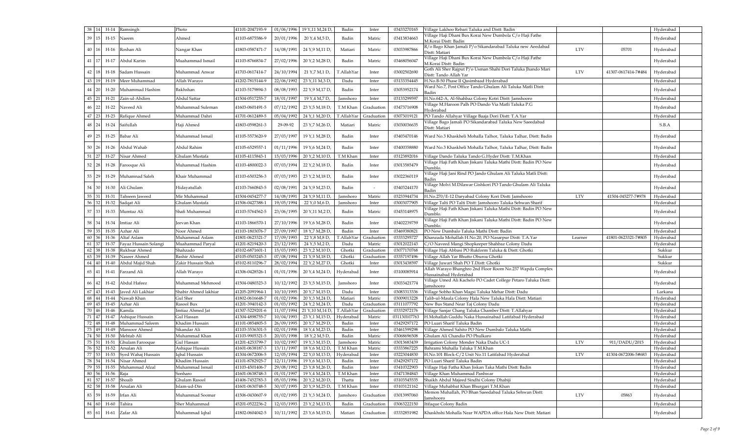| 38 | 14 | H-14 | Ramsingh | Photo | 41101-2047193-9 | 01/06/1996 | 19 Y,11 M,24 D, | Badin | Inter | 03433270165 | Village Lakhoo Rebari Taluka and Distt: Badin | | | Hyderabad | |
|---|---|---|---|---|---|---|---|---|---|---|---|---|---|---|---|
| 39 | 15 | H-15 | Naeem | Ahmed | 41103-6875586-9 | 20/01/1996 | 20 Y,4 M,5 D, | Badin | Matric | 03413834663 | Village Haji Dhani Bux Korai New Dumbola C/o Haji Fathe M.Korai Distt: Badin | | | Hyderabad | |
| 40 | 16 | H-16 | Roshan Ali | Nangar Khan | 41803-0587471-7 | 14/08/1991 | 24 Y,9 M,11 D, | Matiari | Matric | 03033987866 | R/o Bago Khan Jamali P/o Sikandarabad Taluka new Aeedabad Distt: Matiari | LTV | 05701 | Hyderabad | |
| 41 | 17 | H-17 | Abdul Karim | Muahammad Ismail | 41103-8766834-7 | 27/02/1996 | 20 Y,2 M,28 D, | Badin | Matric | 03468056047 | Village Haji Dhani Bux Korai New Dumbola C/o Haji Fathe M.Korai Distt: Badin | | | Hyderabad | |
| 42 | 18 | H-18 | Sadam Hussain | Muhammad Anwar | 41703-0617414-7 | 24/10/1994 | 21 Y,7 M,1 D, | T.AllahYar | Inter | 03002502690 | Goth Ali Sher Rajput P/o Usman Shahi Dori Taluka Jhando Mari Distt: Tando Allah Yar | LTV | 41307-0617414-7#484 | Hyderabad | |
| 43 | 19 | H-19 | Meer Muhammad | Allah Warayo | 41202-7815144-9 | 22/06/1992 | 23 Y,11 M,3 D, | Dadu | Inter | 03133354445 | H.No.B-50 Phase II Qasimbaad Hyderabad | | | Hyderabad | |
| 44 | 20 | H-20 | Muhammad Hashim | Bakhshan | 41103-5179894-3 | 08/08/1993 | 22 Y,9 M,17 D, | Badin | Inter | 03053952174 | Ward No.7, Post Office Tando Ghulam Ali Taluka Matli Distt: Badin | | | Hyderabad | |
| 45 | 21 | H-21 | Zain-ul-Abdien | Abdul Sattar | 41504-0517255-7 | 18/01/1997 | 19 Y,4 M,7 D, | Jamshoro | Inter | 03133299597 | H.No.642-A, Al-Shahbaz Colony Kotri Distt: Jamshoro | | | Hyderabad | |
| 46 | 22 | H-22 | Naveed Ali | Muhammad Suleman | 41603-0601491-5 | 07/12/1992 | 23 Y,5 M,18 D, | T.M Khan | Graduation | 03473716908 | Village M.Haroon Palh PO Dando Via Matli Taluka P.G Hyderabad | | | Hyderabad | |
| 47 | 23 | H-23 | Rafique Ahmed | Muhammad Dahri | 41701-0612489-5 | 05/04/1992 | 24 Y,1 M,20 D, | T.AllahYar | Graduation | 03073019121 | PO Tando Allahyar Village Baaja Dori Distt: T.A.Yar | | | Hyderabad | |
| 48 | 24 | H-24 | Saifullah | Haji Ahmed | 41803-0598261-3 | 29-09-92 | 23 Y,7 M,26 D, | Matiari | Matric | 03030036635 | Village Bago Jamali PO Sikandarabad Taluka New Saeedabad Distt: Matiari | | | S.B.A | |
| 49 | 25 | H-25 | Babar Ali | Muhammad Ismail | 41105-5573620-9 | 27/03/1997 | 19 Y,1 M,28 D, | Badin | Inter | 03403470146 | Ward No.3 Khaskheli Mohalla Talhor, Taluka Talhar, Distt: Badin | | | Hyderabad | |
| 50 | 26 | H-26 | Abdul Wahab | Abdul Rahim | 41105-6529557-1 | 01/11/1996 | 19 Y,6 M,24 D, | Badin | Inter | 03400358880 | Ward No.3 Khaskheli Mohalla Talhor, Taluka Talhar, Distt: Badin | | | Hyderabad | |
| 51 | 27 | H-27 | Nisar Ahmed | Ghulam Mustafa | 41105-4115843-1 | 15/03/1996 | 20 Y,2 M,10 D, | T.M Khan | Inter | 03123892016 | Village Dando Taluka Tando G.Hyder Distt: T.M.Khan | | | Hyderabad | |
| 52 | 28 | H-28 | Farooque Ali | Muhammad Hashim | 41103-4800022-3 | 07/03/1994 | 22 Y,2 M,18 D, | Badin | Inter | 03013585479 | Village Haji Fath Khan Jiskani Taluka Mathi Distt: Badin PO New Dumblo. | | | Hyderabad | |
| 53 | 29 | H-29 | Muhamnad Saleh | Khair Muhammad | 41103-6503256-3 | 07/03/1993 | 23 Y,2 M,18 D, | Badin | Inter | 03022360119 | Village Haji Jani Rind PO Jando Ghulam Ali Taluka Matli Distt: Badin | | | Hyderabad | |
| 54 | 30 | H-30 | Ali Ghulam | Hidayatullah | 41103-7660843-5 | 02/08/1991 | 24 Y,9 M,23 D, | Badin | - | 03403244170 | Village Molvi M.Dilawar Gishkori PO Tando Ghulam Ali Taluka Badin | | | Hyderabad | |
| 55 | 31 | H-31 | Tahseen Jaweed | Mir Muhammad | 41504-0454277-7 | 14/08/1991 | 24 Y,9 M,11 D, | Jamshoro | Matric | 03233944734 | H.No.270/E-12 Daryabad Colony Kori Distt: Jamshoro | LTV | 41504-045277-7#978 | Hyderabad | |
| 56 | 32 | H-32 | Sadqat Ali | Ghulam Mustafa | 41506-0427388-1 | 19/05/1994 | 22 Y,0 M,6 D, | Jamshoro | Inter | 03003077905 | Village Talti PO Talti Distt: Jamshooro Taluka Sehwan Sharif | | | Hyderabad | |
| 57 | 33 | H-33 | Mumtaz Ali | Shafi Muhammad | 41103-5764562-5 | 23/06/1995 | 20 Y,11 M,2 D, | Badin | Matric | 03453148975 | Village Haji Fath Khan Jiskani Taluka Mathi Distt: Badin PO New Dumblo. | | | Hyderabad | |
| 58 | 34 | H-34 | Imtiaz Ali | Jeevan Khan | 41103-1866570-1 | 27/10/1996 | 19 Y,6 M,28 D, | Badin | Inter | 03402239759 | Village Haji Fath Khan Jiskani Taluka Mathi Distt: Badin PO New Dumblo. | | | Hyderabad | |
| 59 | 35 | H-35 | Azhar Ali | Noor Ahmed | 41103-1803076-7 | 27/09/1997 | 18 Y,7 M,28 D, | Badin | Inter | 03469380821 | PO New Dumbalo Taluka Mathi Distt: Badin | | | Hyderabad | |
| 60 | 36 | H-36 | Altaf Aslam | Muhammad Aslam | 41801-0623321-7 | 17/09/1993 | 22 Y,8 M,8 D, | T.AllahYar | Graduation | 03333295727 | Khanzada Mohallah H.No.20, PO Nasarpur Distt: T.A.Yar | Learner | 41801-0623321-7#805 | Hyderabad | |
| 61 | 37 | H-37 | Fayaz Hussain Solangi | Muahammad Paryal | 41201-8219420-3 | 23/12/1991 | 24 Y,5 M,2 D, | Dadu | Matric | 03012022143 | C/O Naveed Mangi Shopkeeper Shahbaz Colony Dadu | | | Hyderabad | |
| 62 | 38 | H-38 | Rukhsar Ahmed | Shahzado | 45102-6871601-1 | 15/03/1993 | 23 Y,2 M,10 D, | Ghotki | Graduation | 03077170768 | Village Haji Abbasi PO Rukform Taluka & Distt: Ghotki | | | Sukkur | |
| 63 | 39 | H-39 | Naseer Ahmed | Bashir Ahmed | 45105-0503245-3 | 07/08/1994 | 21 Y,9 M,18 D, | Ghotki | Graduation | 03357197496 | Village Allah Yar Bhutto Oburoa Ghotki | | | Sukkur | |
| 64 | 40 | H-40 | Abdul Majid Shah | Zakir Hussain Shah | 45102-8110296-7 | 28/02/1994 | 22 Y,2 M,27 D, | Ghotki | Inter | 03013438597 | Village Juwari Shah PO T.Distt: Ghotki | | | Sukkur | |
| 65 | 41 | H-41 | Farzand Ali | Allah Warayo | 41306-0428526-1 | 01/01/1996 | 20 Y,4 M,24 D, | Hyderabad | Inter | 03100085914 | Allah Warayo Bhanghro 2nd Floor Room No.237 Wapda Complex Hussainabad Hyderabad | | | Hyderabad | |
| 66 | 42 | H-42 | Abdul Hafeez | Muhammad Mehmood | 41504-0480323-3 | 10/12/1992 | 23 Y,5 M,15 D, | Jamshoro | Inter | 03033421774 | Village Umed Ali Kachelo PO Cadet College Petaro Taluka Distt: Jamshooro | | | Hyderabad | |
| 67 | 43 | H-43 | Javed Ali Lakhiar | Shabir Ahmed lakhiar | 41205-2091964-1 | 10/10/1995 | 20 Y,7 M,15 D, | Dadu | Inter | 03083313336 | Village Sobho Khan Magsi Taluka Mehar Distt: Dadu | | | Larkana | |
| 68 | 44 | H-44 | Nawab Khan | Gul Sher | 41802-0616648-7 | 01/02/1996 | 20 Y,3 M,24 D, | Matiari | Matric | 03009013228 | Talib-ul-Maula Colony Hala New Taluka Hala Distt: Matiari | | | Hyderabad | |
| 69 | 45 | H-45 | Azhar Ali | Rasool Bux | 41201-3940142-3 | 01/03/1992 | 24 Y,2 M,24 D, | Dadu | Graduation | 03111077792 | New Bus Stand Near Taj Colony Dadu | | | Hyderabad | |
| 70 | 46 | H-46 | Kamila | Imtiaz Ahmed Jat | 41307-5229201-6 | 11/07/1994 | 21 Y,10 M,14 D, | T.AllahYar | Graduation | 03332972176 | Village Sanjar Chang Taluka Chamber Distt: T.Allahyar | | | Hyderabad | |
| 71 | 47 | H-47 | Ashique Hussain | Gul Hassan | 41304-4898755-7 | 10/04/1993 | 23 Y,1 M,15 D, | Hyderabad | Matric | 031130107763 | H.Mohallah Guddu Naka Hussainabad Latifabad Hyderabad | | | Hyderabad | |
| 72 | 48 | H-48 | Muhammad Saleem | Khadim Hussain | 41101-0854805-5 | 26/09/1995 | 20 Y,7 M,29 D, | Badin | Inter | 03429297172 | PO Luari Sharif Taluka Badin | | | Hyderabad | |
| 73 | 49 | H-49 | Mansoor Ahmed | Sikandar Ali | 41103-3536301-5 | 02/01/1998 | 18 Y,4 M,23 D, | Badin | Inter | 03461599298 | Village Ahmed Sahito PO New Dumbalo Taluka Mathi | | | Hyderabad | |
| 74 | 50 | H-50 | Mehtab Ali | Muhammad Khan | 41103-9905321-5 | 20/03/1998 | 18 Y,2 M,5 D, | Badin | Matric | 03068696508 | Ghulam Ali Chandio PO Phulkaro | | | Hyderabad | |
| 75 | 51 | H-51 | Ghulam Farooque | Gul Hassan | 41201-4253799-7 | 10/02/1997 | 19 Y,3 M,15 D, | Jamshoro | Matric | 03013683439 | Irrigation Colony Monder Naka Dadu UC-1 | LTV | 911/DADU/2015 | Hyderabad | |
| 76 | 52 | H-52 | Arsalan Ali | Ashique Hussain | 41601-0638187-3 | 13/11/1997 | 18 Y,6 M,12 D, | T.M Khan | Matric | 03333867225 | Bahrami Muhalla Taluka T.M.Khan | | | Hyderabad | |
| 77 | 53 | H-53 | Syed Wahaj Hussain | Iqbal Hussain | 41304-0672006-5 | 12/05/1994 | 22 Y,0 M,13 D, | Hyderabad | Inter | 03223044830 | H.No.101 Block-C/2 Unit No.11 Latifabad Hyderabad | LTV | 41304-0672006-5#683 | Hyderabad | |
| 78 | 54 | H-54 | Nisar Ahmed | Khadim Hussain | 41101-8782925-7 | 12/11/1996 | 19 Y,6 M,13 D, | Badin | Inter | 03429297172 | PO Luari Sharif Taluka Badin | | | Hyderabad | |
| 79 | 55 | H-55 | Muhammad Afzal | Muhammad Ismail | 41103-4501406-7 | 29/08/1992 | 23 Y,8 M,26 D, | Badin | Inter | 03410322903 | Village Haji Fatha Khan Jiskan Taka Mathi Distt: Badin | | | Hyderabad | |
| 80 | 56 | H-56 | Raja | Sonharo | 41601-0638748-3 | 01/01/1997 | 19 Y,4 M,24 D, | T.M Khan | Inter | 03471384843 | Village Khan Muhammad Panhwar | | | Hyderabad | |
| 81 | 57 | H-57 | Shoaib | Ghulam Rasool | 41406-7452783-3 | 05/03/1996 | 20 Y,2 M,20 D, | Thatta | Inter | 03103545535 | Shaikh Abdul Majeed Sindhi Colony Dhabiji | | | Hyderabad | |
| 82 | 58 | H-58 | Arsalan Ali | Islam-ud-Din | 41601-0630748-5 | 30/07/1995 | 20 Y,9 M,25 D, | T.M Khan | Inter | 03103121162 | Village Muhabbat Khan Bhurgari T.M.Khan | | | Hyderabad | |
| 83 | 59 | H-59 | Irfan Ali | Muhammad Soomar | 41506-0430607-9 | 01/02/1995 | 21 Y,3 M,24 D, | Jamshoro | Graduation | 03013997060 | Memon Muhallah, PO Bhan Saeedabad Taluka Sehwan Distt: Jamshooro | LTV | 05863 | Hyderabad | |
| 84 | 60 | H-60 | Tahira | Sher Muhammad | 45201-0522236-2 | 12/03/1993 | 23 Y,2 M,13 D, | Badin | Graduation | 03063222150 | Itifaque Colony Badin | | | Hyderabad | |
| 85 | 61 | H-61 | Zafar Ali | Muhammad Iqbal | 41802-0604042-5 | 10/11/1992 | 23 Y,6 M,15 D, | Matiari | Graduation | 03332851982 | Khaskhshi Mohalla Near WAPDA office Hala New Distt: Matiari | | | Hyderabad | |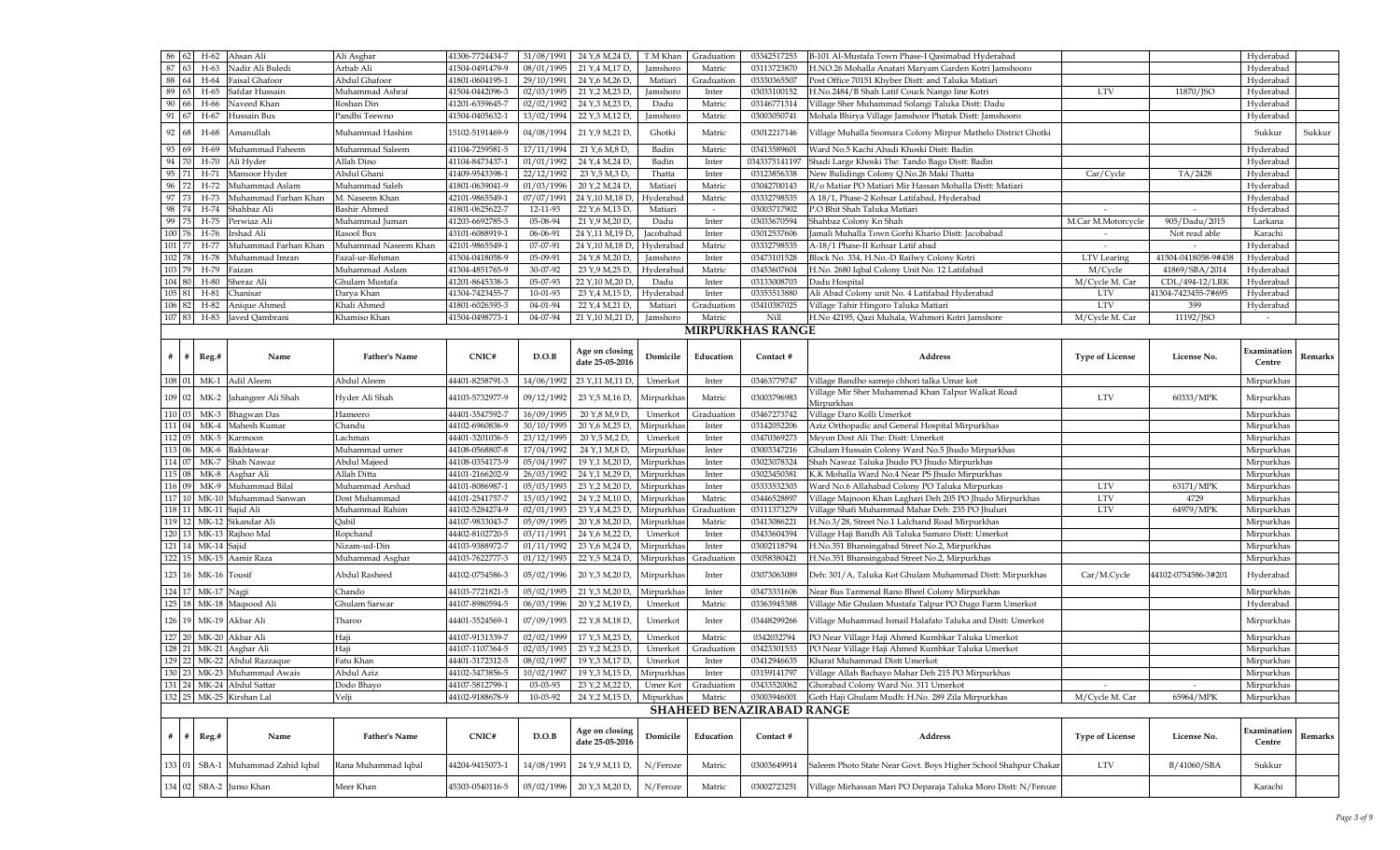| 86 | 62 | H-62 | Ahsan Ali | Ali Asghar | 41306-7724434-7 | 31/08/1991 | 24 Y,8 M,24 D, | T.M Khan | Graduation | 03342517253 | B-101 Al-Mustafa Town Phase-I Qasimabad Hyderabad | | | Hyderabad | |
|---|---|---|---|---|---|---|---|---|---|---|---|---|---|---|---|
| 87 | 63 | H-63 | Nadir Ali Buledi | Arbab Ali | 41504-0491479-9 | 08/01/1995 | 21 Y,4 M,17 D, | Jamshoro | Matric | 03113723870 | H.NO.26 Mohalla Anatari Maryam Garden Kotri Jamshooro | | | Hyderabad | |
| 88 | 64 | H-64 | Faisal Ghafoor | Abdul Ghafoor | 41801-0604195-1 | 29/10/1991 | 24 Y,6 M,26 D, | Matiari | Graduation | 03330365507 | Post Office 70151 Khyber Distt: and Taluka Matiari | | | Hyderabad | |
| 89 | 65 | H-65 | Safdar Hussain | Muhammad Ashraf | 41504-0442096-3 | 02/03/1995 | 21 Y,2 M,23 D, | Jamshoro | Inter | 03033100152 | H.No.2484/B Shah Latif Couck Nango line Kotri | LTV | 11870/JSO | Hyderabad | |
| 90 | 66 | H-66 | Naveed Khan | Roshan Din | 41201-6359645-7 | 02/02/1992 | 24 Y,3 M,23 D, | Dadu | Matric | 03146771314 | Village Sher Muhammad Solangi Taluka Distt: Dadu | | | Hyderabad | |
| 91 | 67 | H-67 | Hussain Bux | Pandhi Teewno | 41504-0405632-1 | 13/02/1994 | 22 Y,3 M,12 D, | Jamshoro | Matric | 03003050741 | Mohala Bhirya Village Jamshoor Phatak Distt: Jamshooro | | | Hyderabad | |
| 92 | 68 | H-68 | Amanullah | Muhammad Hashim | 15102-5191469-9 | 04/08/1994 | 21 Y,9 M,21 D, | Ghotki | Matric | 03012217146 | Village Muhalla Soomara Colony Mirpur Mathelo District Ghotki | | | Sukkur | Sukkur |
| 93 | 69 | H-69 | Muhammad Faheem | Muhammad Saleem | 41104-7259581-5 | 17/11/1994 | 21 Y,6 M,8 D, | Badin | Matric | 03413589601 | Ward No.5 Kachi Abadi Khoski Distt: Badin | | | Hyderabad | |
| 94 | 70 | H-70 | Ali Hyder | Allah Dino | 41104-8473437-1 | 01/01/1992 | 24 Y,4 M,24 D, | Badin | Inter | 0343375141197 | Shadi Large Khoski The: Tando Bago Distt: Badin | | | Hyderabad | |
| 95 | 71 | H-71 | Mansoor Hyder | Abdul Ghani | 41409-9543398-1 | 22/12/1992 | 23 Y,5 M,3 D, | Thatta | Inter | 03123856338 | New Bulidings Colony Q.No.26 Maki Thatta | Car/Cycle | TA/2428 | Hyderabad | |
| 96 | 72 | H-72 | Muhammad Aslam | Muhammad Saleh | 41801-0639041-9 | 01/03/1996 | 20 Y,2 M,24 D, | Matiari | Matric | 03042700143 | R/o Matiar PO Matiari Mir Hassan Mohalla Distt: Matiari | | | Hyderabad | |
| 97 | 73 | H-73 | Muhammad Farhan Khan | M. Naseem Khan | 42101-9865549-1 | 07/07/1991 | 24 Y,10 M,18 D, | Hyderabad | Matric | 03332798535 | A 18/1, Phase-2 Kohsar Latifabad, Hyderabad | | | Hyderabad | |
| 98 | 74 | H-74 | Shahbaz Ali | Bashir Ahmed | 41801-0625622-7 | 12-11-93 | 22 Y,6 M,13 D, | Matiari | - | 03003717902 | P.O Bhit Shah Taluka Matiari | - | - | Hyderabad | |
| 99 | 75 | H-75 | Perwiaz Ali | Muhammad Juman | 41203-6692785-3 | 05-08-94 | 21 Y,9 M,20 D, | Dadu | Inter | 03033670594 | Shahbaz Colony Kn Shah | M.Car M.Motorcycle | 905/Dadu/2015 | Larkana | |
| 100 | 76 | H-76 | Irshad Ali | Rasool Bux | 43101-6088919-1 | 06-06-91 | 24 Y,11 M,19 D, | Jacobabad | Inter | 03012537606 | Jamali Muhalla Town Gorhi Khario Distt: Jacobabad | - | Not read able | Karachi | |
| 101 | 77 | H-77 | Muhammad Farhan Khan | Muhammad Naseem Khan | 42101-9865549-1 | 07-07-91 | 24 Y,10 M,18 D, | Hyderabad | Matric | 03332798535 | A-18/1 Phase-II Kohsar Latif abad | - | - | Hyderabad | |
| 102 | 78 | H-78 | Muhammad Imran | Fazal-ur-Rehman | 41504-0418058-9 | 05-09-91 | 24 Y,8 M,20 D, | Jamshoro | Inter | 03473101528 | Block No. 334, H.No.-D Railwy Colony Kotri | LTV Learing | 41504-0418058-9#438 | Hyderabad | |
| 103 | 79 | H-79 | Faizan | Muhammad Aslam | 41304-4851765-9 | 30-07-92 | 23 Y,9 M,25 D, | Hyderabad | Matric | 03453607604 | H.No. 2680 Iqbal Colony Unit No. 12 Latifabad | M/Cycle | 41869/SBA/2014 | Hyderabad | |
| 104 | 80 | H-80 | Sheraz Ali | Ghulam Mustafa | 41201-8645338-3 | 05-07-93 | 22 Y,10 M,20 D, | Dadu | Inter | 03133008703 | Dadu Hospital | M/Cycle M. Car | CDL/494-12/LRK | Hyderabad | |
| 105 | 81 | H-81 | Chanisar | Darya Khan | 41304-7423455-7 | 10-01-93 | 23 Y,4 M,15 D, | Hyderabad | Inter | 03353513880 | Ali Abad Colony unit No. 4 Latifabad Hyderabad | LTV | 41304-7423455-7#695 | Hyderabad | |
| 106 | 82 | H-82 | Anique Ahmed | Khali Ahmed | 41801-6026393-3 | 04-01-94 | 22 Y,4 M,21 D, | Matiari | Graduation | 03410387025 | Village Tahir Hingoro Taluka Matiari | LTV | 399 | Hyderabad | |
| 107 | 83 | H-83 | Javed Qambrani | Khamiso Khan | 41504-0498773-1 | 04-07-94 | 21 Y,10 M,21 D, | Jamshoro | Matric | Nill | H.No 42195, Qazi Muhala, Wahmori Kotri Jamshore | M/Cycle M. Car | 11192/JSO | - | |

## MIRPURKHAS RANGE

| # | # | Reg.# | Name | Father's Name | CNIC# | D.O.B | Age on closing date 25-05-2016 | Domicile | Education | Contact # | Address | Type of License | License No. | Examination Centre | Remarks |
|---|---|---|---|---|---|---|---|---|---|---|---|---|---|---|---|
| 108 | 01 | MK-1 | Adil Aleem | Abdul Aleem | 44401-8258791-3 | 14/06/1992 | 23 Y,11 M,11 D, | Umerkot | Inter | 03463779747 | Village Bandho samejo chhori talka Umar kot | | | Mirpurkhas | |
| 109 | 02 | MK-2 | Jahangeer Ali Shah | Hyder Ali Shah | 44103-5732977-9 | 09/12/1992 | 23 Y,5 M,16 D, | Mirpurkhas | Matric | 03003796983 | Village Mir Sher Muhammad Khan Talpur Walkat Road Mirpurkhas | LTV | 60333/MPK | Mirpurkhas | |
| 110 | 03 | MK-3 | Bhagwan Das | Hameero | 44401-3547592-7 | 16/09/1995 | 20 Y,8 M,9 D, | Umerkot | Graduation | 03467273742 | Village Daro Kolli Umerkot | | | Mirpurkhas | |
| 111 | 04 | MK-4 | Mahesh Kumar | Chandu | 44102-6960836-9 | 30/10/1995 | 20 Y,6 M,25 D, | Mirpurkhas | Inter | 03142052206 | Aziz Orthopadic and General Hospital Mirpurkhas | | | Mirpurkhas | |
| 112 | 05 | MK-5 | Karmoon | Lachman | 44401-3201036-5 | 23/12/1995 | 20 Y,5 M,2 D, | Umerkot | Inter | 03470369273 | Meyon Dost Ali The: Distt: Umerkot | | | Mirpurkhas | |
| 113 | 06 | MK-6 | Bakhtawar | Muhammad umer | 44108-0568807-8 | 17/04/1992 | 24 Y,1 M,8 D, | Mirpurkhas | Inter | 03003347216 | Ghulam Hussain Colony Ward No.5 Jhudo Mirpurkhas | | | Mirpurkhas | |
| 114 | 07 | MK-7 | Shah Nawaz | Abdul Majeed | 44108-0354173-9 | 05/04/1997 | 19 Y,1 M,20 D, | Mirpurkhas | Inter | 03023078324 | Shah Nawaz Taluka Jhudo PO Jhudo Mirpurkhas | | | Mirpurkhas | |
| 115 | 08 | MK-8 | Asghar Ali | Allah Ditta | 44101-2166202-9 | 26/03/1992 | 24 Y,1 M,29 D, | Mirpurkhas | Inter | 03023450381 | K.K Mohalla Ward No.4 Near PS Jhudo Mirpurkhas | | | Mirpurkhas | |
| 116 | 09 | MK-9 | Muhammad Bilal | Muhammad Arshad | 44101-8086987-1 | 05/03/1993 | 23 Y,2 M,20 D, | Mirpurkhas | Inter | 03333532303 | Ward No.6 Allahabad Colony PO Taluka Mirpurkas | LTV | 63171/MPK | Mirpurkhas | |
| 117 | 10 | MK-10 | Muhammad Sanwan | Dost Muhammad | 44101-2541757-7 | 15/03/1992 | 24 Y,2 M,10 D, | Mirpurkhas | Matric | 03446528897 | Village Majnoon Khan Laghari Deh 205 PO Jhudo Mirpurkhas | LTV | 4729 | Mirpurkhas | |
| 118 | 11 | MK-11 | Sajid Ali | Muhammad Rahim | 44102-5284274-9 | 02/01/1993 | 23 Y,4 M,23 D, | Mirpurkhas | Graduation | 03111373279 | Village Shafi Muhammad Mahar Deh: 235 PO Jhuluri | LTV | 64979/MPK | Mirpurkhas | |
| 119 | 12 | MK-12 | Sikandar Ali | Qabil | 44107-9833043-7 | 05/09/1995 | 20 Y,8 M,20 D, | Mirpurkhas | Matric | 03413086221 | H.No.3/28, Street No.1 Lalchand Road Mirpurkhas | | | Mirpurkhas | |
| 120 | 13 | MK-13 | Rajhoo Mal | Ropchand | 44402-8102720-5 | 03/11/1991 | 24 Y,6 M,22 D, | Umerkot | Inter | 03433604394 | Village Haji Bandh Ali Taluka Samaro Distt: Umerkot | | | Mirpurkhas | |
| 121 | 14 | MK-14 | Sajid | Nizam-ud-Din | 44103-9388972-7 | 01/11/1992 | 23 Y,6 M,24 D, | Mirpurkhas | Inter | 03002118794 | H.No.351 Bhansingabad Street No.2, Mirpurkhas | | | Mirpurkhas | |
| 122 | 15 | MK-15 | Aamir Raza | Muhammad Asghar | 44103-7622777-3 | 01/12/1993 | 22 Y,5 M,24 D, | Mirpurkhas | Graduation | 03058380421 | H.No.351 Bhansingabad Street No.2, Mirpurkhas | | | Mirpurkhas | |
| 123 | 16 | MK-16 | Tousif | Abdul Rasheed | 44102-0754586-3 | 05/02/1996 | 20 Y,3 M,20 D, | Mirpurkhas | Inter | 03073063089 | Deh: 301/A, Taluka Kot Ghulam Muhammad Distt: Mirpurkhas | Car/M.Cycle | 44102-0754586-3#201 | Hyderabad | |
| 124 | 17 | MK-17 | Nagji | Chando | 44103-7721821-5 | 05/02/1995 | 21 Y,3 M,20 D, | Mirpurkhas | Inter | 03473331606 | Near Bus Tarmenal Rano Bheel Colony Mirpurkhas | | | Mirpurkhas | |
| 125 | 18 | MK-18 | Maqsood Ali | Ghulam Sarwar | 44107-8980594-5 | 06/03/1996 | 20 Y,2 M,19 D, | Umerkot | Matric | 03363945388 | Village Mir Ghulam Mustafa Talpur PO Dugo Farm Umerkot | | | Hyderabad | |
| 126 | 19 | MK-19 | Akbar Ali | Tharoo | 44401-3524569-1 | 07/09/1993 | 22 Y,8 M,18 D, | Umerkot | Inter | 03448299266 | Village Muhammad Ismail Halafato Taluka and Distt: Umerkot | | | Mirpurkhas | |
| 127 | 20 | MK-20 | Akbar Ali | Haji | 44107-9131339-7 | 02/02/1999 | 17 Y,3 M,23 D, | Umerkot | Matric | 0342032794 | PO Near Village Haji Ahmed Kumbkar Taluka Umerkot | | | Mirpurkhas | |
| 128 | 21 | MK-21 | Asghar Ali | Haji | 44107-1107364-5 | 02/03/1993 | 23 Y,2 M,23 D, | Umerkot | Graduation | 03423301533 | PO Near Village Haji Ahmed Kumbkar Taluka Umerkot | | | Mirpurkhas | |
| 129 | 22 | MK-22 | Abdul Razzaque | Fatu Khan | 44401-3172312-5 | 08/02/1997 | 19 Y,3 M,17 D, | Umerkot | Inter | 03412946635 | Kharat Muhammad Distt Umerkot | | | Mirpurkhas | |
| 130 | 23 | MK-23 | Muhammad Awais | Abdul Aziz | 44102-3473856-5 | 10/02/1997 | 19 Y,3 M,15 D, | Mirpurkhas | Inter | 03159141797 | Village Allah Bachayo Mahar Deh 215 PO Mirpurkhas | | | Mirpurkhas | |
| 131 | 24 | MK-24 | Abdul Sattar | Dodo Bhayo | 44107-5812799-1 | 03-03-93 | 23 Y,2 M,22 D, | Umer Kot | Graduation | 03433520062 | Ghorabad Colony Ward No. 311 Umerkot | - | - | Mirpurkhas | |
| 132 | 25 | MK-25 | Kirshan Lal | Velji | 44102-9188678-9 | 10-03-92 | 24 Y,2 M,15 D, | Mipurkhas | Matric | 03003946001 | Goth Haji Ghulam Mudh: H.No. 289 Zila Mirpurkhas | M/Cycle M. Car | 65964/MPK | Mirpurkhas | |

## SHAHEED BENAZIRABAD RANGE

| # | # | Reg.# | Name | Father's Name | CNIC# | D.O.B | Age on closing date 25-05-2016 | Domicile | Education | Contact # | Address | Type of License | License No. | Examination Centre | Remarks |
|---|---|---|---|---|---|---|---|---|---|---|---|---|---|---|---|
| 133 | 01 | SBA-1 | Muhammad Zahid Iqbal | Rana Muhammad Iqbal | 44204-9415073-1 | 14/08/1991 | 24 Y,9 M,11 D, | N/Feroze | Matric | 03003649914 | Saleem Photo State Near Govt. Boys Higher School Shahpur Chakar | LTV | B/41060/SBA | Sukkur | |
| 134 | 02 | SBA-2 | Jumo Khan | Meer Khan | 45303-0540116-5 | 05/02/1996 | 20 Y,3 M,20 D, | N/Feroze | Matric | 03002723251 | Village Mirhassan Mari PO Deparaja Taluka Moro Distt: N/Feroze | | | Karachi | |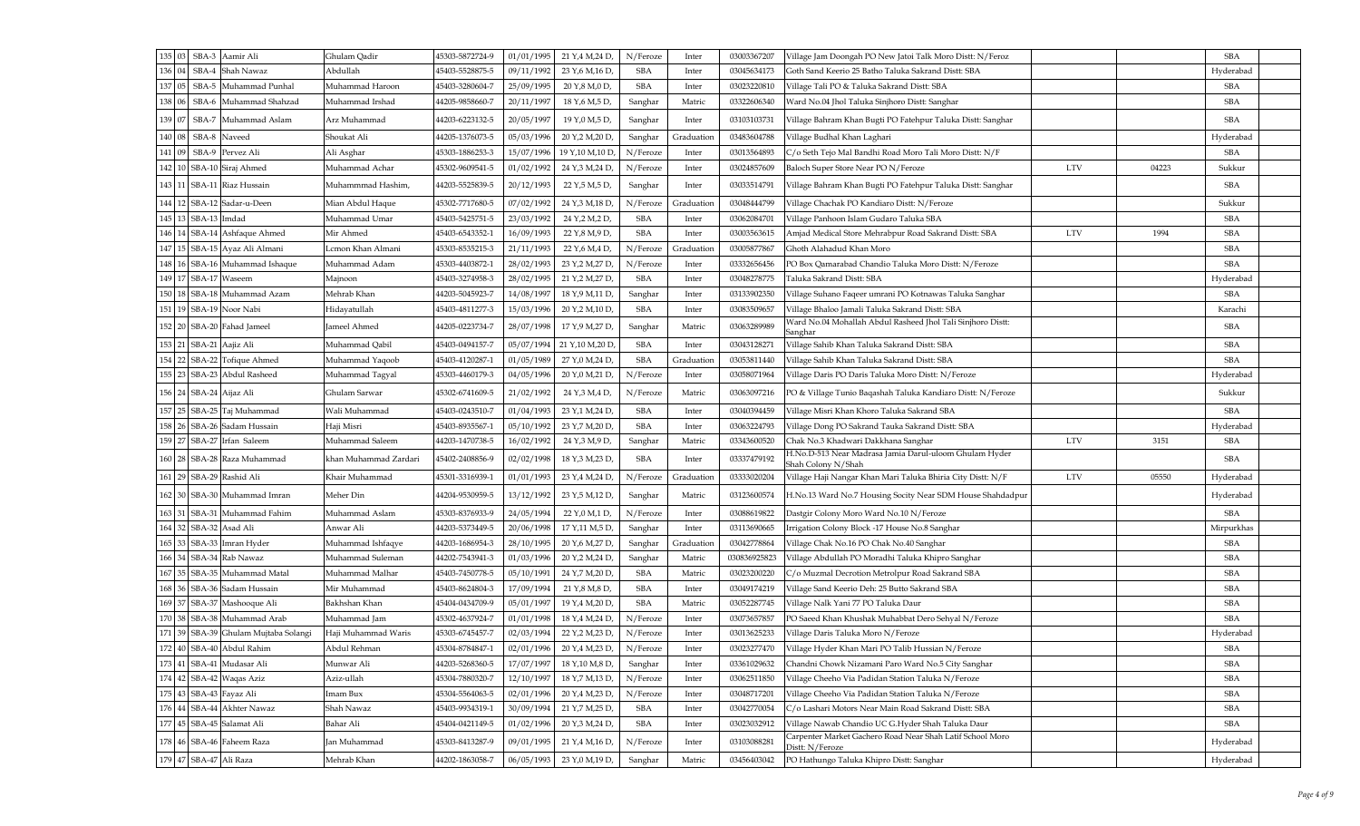| | | | | | | | | | | | | | | |
|---|---|---|---|---|---|---|---|---|---|---|---|---|---|---|
| 135 | 03 | SBA-3 | Aamir Ali | Ghulam Qadir | 45303-5872724-9 | 01/01/1995 | 21 Y,4 M,24 D, | N/Feroze | Inter | 03003367207 | Village Jam Doongah PO New Jatoi Talk Moro Distt: N/Feroz | | | SBA |
| 136 | 04 | SBA-4 | Shah Nawaz | Abdullah | 45403-5528875-5 | 09/11/1992 | 23 Y,6 M,16 D, | SBA | Inter | 03045634173 | Goth Sand Keerio 25 Batho Taluka Sakrand Distt: SBA | | | Hyderabad |
| 137 | 05 | SBA-5 | Muhammad Punhal | Muhammad Haroon | 45403-3280604-7 | 25/09/1995 | 20 Y,8 M,0 D, | SBA | Inter | 03023220810 | Village Tali PO & Taluka Sakrand Distt: SBA | | | SBA |
| 138 | 06 | SBA-6 | Muhammad Shahzad | Muhammad Irshad | 44205-9858660-7 | 20/11/1997 | 18 Y,6 M,5 D, | Sanghar | Matric | 03322606340 | Ward No.04 Jhol Taluka Sinjhoro Distt: Sanghar | | | SBA |
| 139 | 07 | SBA-7 | Muhammad Aslam | Arz Muhammad | 44203-6223132-5 | 20/05/1997 | 19 Y,0 M,5 D, | Sanghar | Inter | 03103103731 | Village Bahram Khan Bugti PO Fatehpur Taluka Distt: Sanghar | | | SBA |
| 140 | 08 | SBA-8 | Naveed | Shoukat Ali | 44205-1376073-5 | 05/03/1996 | 20 Y,2 M,20 D, | Sanghar | Graduation | 03483604788 | Village Budhal Khan Laghari | | | Hyderabad |
| 141 | 09 | SBA-9 | Pervez Ali | Ali Asghar | 45303-1886253-3 | 15/07/1996 | 19 Y,10 M,10 D, | N/Feroze | Inter | 03013564893 | C/o Seth Tejo Mal Bandhi Road Moro Tali Moro Distt: N/F | | | SBA |
| 142 | 10 | SBA-10 | Siraj Ahmed | Muhammad Achar | 45302-9609541-5 | 01/02/1992 | 24 Y,3 M,24 D, | N/Feroze | Inter | 03024857609 | Baloch Super Store Near PO N/Feroze | LTV | 04223 | Sukkur |
| 143 | 11 | SBA-11 | Riaz Hussain | Muhammmad Hashim, | 44203-5525839-5 | 20/12/1993 | 22 Y,5 M,5 D, | Sanghar | Inter | 03033514791 | Village Bahram Khan Bugti PO Fatehpur Taluka Distt: Sanghar | | | SBA |
| 144 | 12 | SBA-12 | Sadar-u-Deen | Mian Abdul Haque | 45302-7717680-5 | 07/02/1992 | 24 Y,3 M,18 D, | N/Feroze | Graduation | 03048444799 | Village Chachak PO Kandiaro Distt: N/Feroze | | | Sukkur |
| 145 | 13 | SBA-13 | Imdad | Muhammad Umar | 45403-5425751-5 | 23/03/1992 | 24 Y,2 M,2 D, | SBA | Inter | 03062084701 | Village Panhoon Islam Gudaro Taluka SBA | | | SBA |
| 146 | 14 | SBA-14 | Ashfaque Ahmed | Mir Ahmed | 45403-6543352-1 | 16/09/1993 | 22 Y,8 M,9 D, | SBA | Inter | 03003563615 | Amjad Medical Store Mehrabpur Road Sakrand Distt: SBA | LTV | 1994 | SBA |
| 147 | 15 | SBA-15 | Ayaz Ali Almani | Lemon Khan Almani | 45303-8535215-3 | 21/11/1993 | 22 Y,6 M,4 D, | N/Feroze | Graduation | 03005877867 | Ghoth Alahadud Khan Moro | | | SBA |
| 148 | 16 | SBA-16 | Muhammad Ishaque | Muhammad Adam | 45303-4403872-1 | 28/02/1993 | 23 Y,2 M,27 D, | N/Feroze | Inter | 03332656456 | PO Box Qamarabad Chandio Taluka Moro Distt: N/Feroze | | | SBA |
| 149 | 17 | SBA-17 | Waseem | Majnoon | 45403-3274958-3 | 28/02/1995 | 21 Y,2 M,27 D, | SBA | Inter | 03048278775 | Taluka Sakrand Distt: SBA | | | Hyderabad |
| 150 | 18 | SBA-18 | Muhammad Azam | Mehrab Khan | 44203-5045923-7 | 14/08/1997 | 18 Y,9 M,11 D, | Sanghar | Inter | 03133902350 | Village Suhano Faqeer umrani PO Kotnawas Taluka Sanghar | | | SBA |
| 151 | 19 | SBA-19 | Noor Nabi | Hidayatullah | 45403-4811277-3 | 15/03/1996 | 20 Y,2 M,10 D, | SBA | Inter | 03083509657 | Village Bhaloo Jamali Taluka Sakrand Distt: SBA | | | Karachi |
| 152 | 20 | SBA-20 | Fahad Jameel | Jameel Ahmed | 44205-0223734-7 | 28/07/1998 | 17 Y,9 M,27 D, | Sanghar | Matric | 03063289989 | Ward No.04 Mohallah Abdul Rasheed Jhol Tali Sinjhoro Distt: Sanghar | | | SBA |
| 153 | 21 | SBA-21 | Aajiz Ali | Muhammad Qabil | 45403-0494157-7 | 05/07/1994 | 21 Y,10 M,20 D, | SBA | Inter | 03043128271 | Village Sahib Khan Taluka Sakrand Distt: SBA | | | SBA |
| 154 | 22 | SBA-22 | Tofique Ahmed | Muhammad Yaqoob | 45403-4120287-1 | 01/05/1989 | 27 Y,0 M,24 D, | SBA | Graduation | 03053811440 | Village Sahib Khan Taluka Sakrand Distt: SBA | | | SBA |
| 155 | 23 | SBA-23 | Abdul Rasheed | Muhammad Tagyal | 45303-4460179-3 | 04/05/1996 | 20 Y,0 M,21 D, | N/Feroze | Inter | 03058071964 | Village Daris PO Daris Taluka Moro Distt: N/Feroze | | | Hyderabad |
| 156 | 24 | SBA-24 | Aijaz Ali | Ghulam Sarwar | 45302-6741609-5 | 21/02/1992 | 24 Y,3 M,4 D, | N/Feroze | Matric | 03063097216 | PO & Village Tunio Baqashah Taluka Kandiaro Distt: N/Feroze | | | Sukkur |
| 157 | 25 | SBA-25 | Taj Muhammad | Wali Muhammad | 45403-0243510-7 | 01/04/1993 | 23 Y,1 M,24 D, | SBA | Inter | 03040394459 | Village Misri Khan Khoro Taluka Sakrand SBA | | | SBA |
| 158 | 26 | SBA-26 | Sadam Hussain | Haji Misri | 45403-8935567-1 | 05/10/1992 | 23 Y,7 M,20 D, | SBA | Inter | 03063224793 | Village Dong PO Sakrand Tauka Sakrand Distt: SBA | | | Hyderabad |
| 159 | 27 | SBA-27 | Irfan Saleem | Muhammad Saleem | 44203-1470738-5 | 16/02/1992 | 24 Y,3 M,9 D, | Sanghar | Matric | 03343600520 | Chak No.3 Khadwari Dakkhana Sanghar | LTV | 3151 | SBA |
| 160 | 28 | SBA-28 | Raza Muhammad | khan Muhammad Zardari | 45402-2408856-9 | 02/02/1998 | 18 Y,3 M,23 D, | SBA | Inter | 03337479192 | H.No.D-513 Near Madrasa Jamia Darul-uloom Ghulam Hyder Shah Colony N/Shah | | | SBA |
| 161 | 29 | SBA-29 | Rashid Ali | Khair Muhammad | 45301-3316939-1 | 01/01/1993 | 23 Y,4 M,24 D, | N/Feroze | Graduation | 03333020204 | Village Haji Nangar Khan Mari Taluka Bhiria City Distt: N/F | LTV | 05550 | Hyderabad |
| 162 | 30 | SBA-30 | Muhammad Imran | Meher Din | 44204-9530959-5 | 13/12/1992 | 23 Y,5 M,12 D, | Sanghar | Matric | 03123600574 | H.No.13 Ward No.7 Housing Socity Near SDM House Shahdadpur | | | Hyderabad |
| 163 | 31 | SBA-31 | Muhammad Fahim | Muhammad Aslam | 45303-8376933-9 | 24/05/1994 | 22 Y,0 M,1 D, | N/Feroze | Inter | 03088619822 | Dastgir Colony Moro Ward No.10 N/Feroze | | | SBA |
| 164 | 32 | SBA-32 | Asad Ali | Anwar Ali | 44203-5373449-5 | 20/06/1998 | 17 Y,11 M,5 D, | Sanghar | Inter | 03113690665 | Irrigation Colony Block -17 House No.8 Sanghar | | | Mirpurkhas |
| 165 | 33 | SBA-33 | Imran Hyder | Muhammad Ishfaqye | 44203-1686954-3 | 28/10/1995 | 20 Y,6 M,27 D, | Sanghar | Graduation | 03042778864 | Village Chak No.16 PO Chak No.40 Sanghar | | | SBA |
| 166 | 34 | SBA-34 | Rab Nawaz | Muhammad Suleman | 44202-7543941-3 | 01/03/1996 | 20 Y,2 M,24 D, | Sanghar | Matric | 030836925823 | Village Abdullah PO Moradhi Taluka Khipro Sanghar | | | SBA |
| 167 | 35 | SBA-35 | Muhammad Matal | Muhammad Malhar | 45403-7450778-5 | 05/10/1991 | 24 Y,7 M,20 D, | SBA | Matric | 03023200220 | C/o Muzmal Decrotion Metrolpur Road Sakrand SBA | | | SBA |
| 168 | 36 | SBA-36 | Sadam Hussain | Mir Muhammad | 45403-8624804-3 | 17/09/1994 | 21 Y,8 M,8 D, | SBA | Inter | 03049174219 | Village Sand Keerio Deh: 25 Butto Sakrand SBA | | | SBA |
| 169 | 37 | SBA-37 | Mashooque Ali | Bakhshan Khan | 45404-0434709-9 | 05/01/1997 | 19 Y,4 M,20 D, | SBA | Matric | 03052287745 | Village Nalk Yani 77 PO Taluka Daur | | | SBA |
| 170 | 38 | SBA-38 | Muhammad Arab | Muhammad Jam | 45302-4637924-7 | 01/01/1998 | 18 Y,4 M,24 D, | N/Feroze | Inter | 03073657857 | PO Saeed Khan Khushak Muhabbat Dero Sehyal N/Feroze | | | SBA |
| 171 | 39 | SBA-39 | Ghulam Mujtaba Solangi | Haji Muhammad Waris | 45303-6745457-7 | 02/03/1994 | 22 Y,2 M,23 D, | N/Feroze | Inter | 03013625233 | Village Daris Taluka Moro N/Feroze | | | Hyderabad |
| 172 | 40 | SBA-40 | Abdul Rahim | Abdul Rehman | 45304-8784847-1 | 02/01/1996 | 20 Y,4 M,23 D, | N/Feroze | Inter | 03023277470 | Village Hyder Khan Mari PO Talib Hussian N/Feroze | | | SBA |
| 173 | 41 | SBA-41 | Mudasar Ali | Munwar Ali | 44203-5268360-5 | 17/07/1997 | 18 Y,10 M,8 D, | Sanghar | Inter | 03361029632 | Chandni Chowk Nizamani Paro Ward No.5 City Sanghar | | | SBA |
| 174 | 42 | SBA-42 | Waqas Aziz | Aziz-ullah | 45304-7880320-7 | 12/10/1997 | 18 Y,7 M,13 D, | N/Feroze | Inter | 03062511850 | Village Cheeho Via Padidan Station Taluka N/Feroze | | | SBA |
| 175 | 43 | SBA-43 | Fayaz Ali | Imam Bux | 45304-5564063-5 | 02/01/1996 | 20 Y,4 M,23 D, | N/Feroze | Inter | 03048717201 | Village Cheeho Via Padidan Station Taluka N/Feroze | | | SBA |
| 176 | 44 | SBA-44 | Akhter Nawaz | Shah Nawaz | 45403-9934319-1 | 30/09/1994 | 21 Y,7 M,25 D, | SBA | Inter | 03042770054 | C/o Lashari Motors Near Main Road Sakrand Distt: SBA | | | SBA |
| 177 | 45 | SBA-45 | Salamat Ali | Bahar Ali | 45404-0421149-5 | 01/02/1996 | 20 Y,3 M,24 D, | SBA | Inter | 03023032912 | Village Nawab Chandio UC G.Hyder Shah Taluka Daur | | | SBA |
| 178 | 46 | SBA-46 | Faheem Raza | Jan Muhammad | 45303-8413287-9 | 09/01/1995 | 21 Y,4 M,16 D, | N/Feroze | Inter | 03103088281 | Carpenter Market Gachero Road Near Shah Latif School Moro Distt: N/Feroze | | | Hyderabad |
| 179 | 47 | SBA-47 | Ali Raza | Mehrab Khan | 44202-1863058-7 | 06/05/1993 | 23 Y,0 M,19 D, | Sanghar | Matric | 03456403042 | PO Hathungo Taluka Khipro Distt: Sanghar | | | Hyderabad |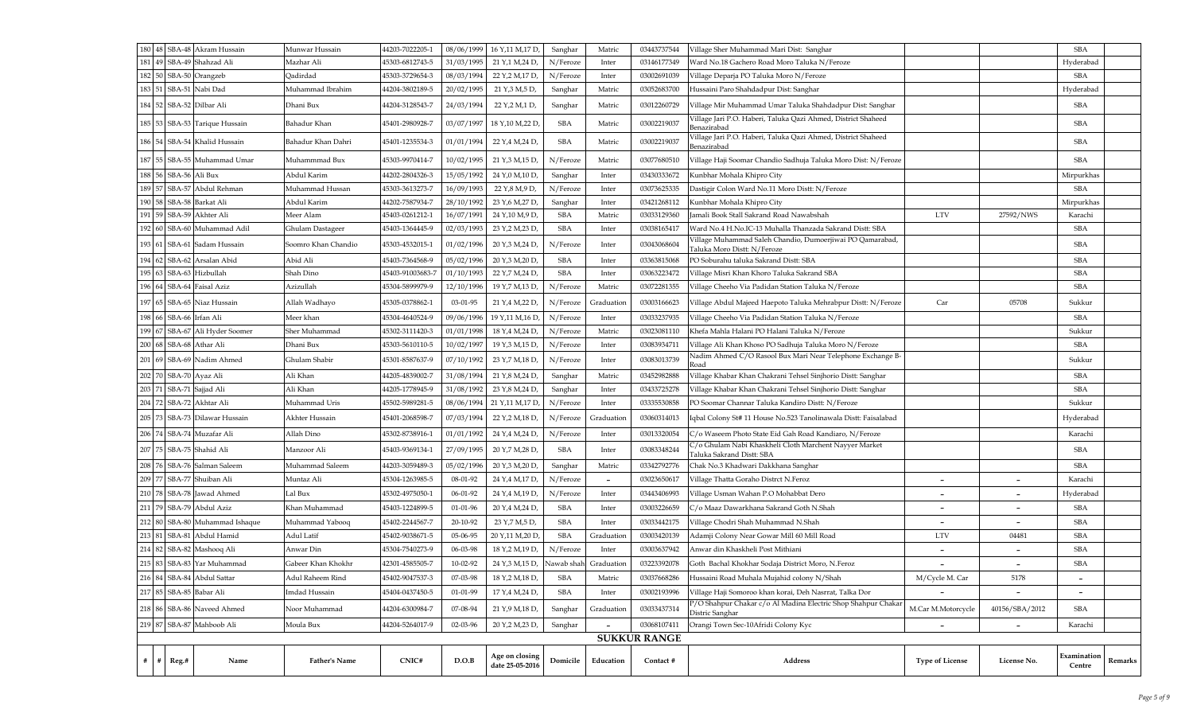| 180 | 48 | SBA-48 | Akram Hussain | Munwar Hussain | 44203-7022205-1 | 08/06/1999 | 16 Y,11 M,17 D, | Sanghar | Matric | 03443737544 | Village Sher Muhammad Mari Dist: Sanghar | | | SBA | |
|---|---|---|---|---|---|---|---|---|---|---|---|---|---|---|---|
| 181 | 49 | SBA-49 | Shahzad Ali | Mazhar Ali | 45303-6812743-5 | 31/03/1995 | 21 Y,1 M,24 D, | N/Feroze | Inter | 03146177349 | Ward No.18 Gachero Road Moro Taluka N/Feroze | | | Hyderabad | |
| 182 | 50 | SBA-50 | Orangzeb | Qadirdad | 45303-3729654-3 | 08/03/1994 | 22 Y,2 M,17 D, | N/Feroze | Inter | 03002691039 | Village Deparja PO Taluka Moro N/Feroze | | | SBA | |
| 183 | 51 | SBA-51 | Nabi Dad | Muhammad Ibrahim | 44204-3802189-5 | 20/02/1995 | 21 Y,3 M,5 D, | Sanghar | Matric | 03052683700 | Hussaini Paro Shahdadpur Dist: Sanghar | | | Hyderabad | |
| 184 | 52 | SBA-52 | Dilbar Ali | Dhani Bux | 44204-3128543-7 | 24/03/1994 | 22 Y,2 M,1 D, | Sanghar | Matric | 03012260729 | Village Mir Muhammad Umar Taluka Shahdadpur Dist: Sanghar | | | SBA | |
| 185 | 53 | SBA-53 | Tarique Hussain | Bahadur Khan | 45401-2980928-7 | 03/07/1997 | 18 Y,10 M,22 D, | SBA | Matric | 03002219037 | Village Jari P.O. Haberi, Taluka Qazi Ahmed, District Shaheed Benazirabad | | | SBA | |
| 186 | 54 | SBA-54 | Khalid Hussain | Bahadur Khan Dahri | 45401-1235534-3 | 01/01/1994 | 22 Y,4 M,24 D, | SBA | Matric | 03002219037 | Village Jari P.O. Haberi, Taluka Qazi Ahmed, District Shaheed Benazirabad | | | SBA | |
| 187 | 55 | SBA-55 | Muhammad Umar | Muhammmad Bux | 45303-9970414-7 | 10/02/1995 | 21 Y,3 M,15 D, | N/Feroze | Matric | 03077680510 | Village Haji Soomar Chandio Sadhuja Taluka Moro Dist: N/Feroze | | | SBA | |
| 188 | 56 | SBA-56 | Ali Bux | Abdul Karim | 44202-2804326-3 | 15/05/1992 | 24 Y,0 M,10 D, | Sanghar | Inter | 03430333672 | Kunbhar Mohala Khipro City | | | Mirpurkhas | |
| 189 | 57 | SBA-57 | Abdul Rehman | Muhammad Hussan | 45303-3613273-7 | 16/09/1993 | 22 Y,8 M,9 D, | N/Feroze | Inter | 03073625335 | Dastigir Colon Ward No.11 Moro Distt: N/Feroze | | | SBA | |
| 190 | 58 | SBA-58 | Barkat Ali | Abdul Karim | 44202-7587934-7 | 28/10/1992 | 23 Y,6 M,27 D, | Sanghar | Inter | 03421268112 | Kunbhar Mohala Khipro City | | | Mirpurkhas | |
| 191 | 59 | SBA-59 | Akhter Ali | Meer Alam | 45403-0261212-1 | 16/07/1991 | 24 Y,10 M,9 D, | SBA | Matric | 03033129360 | Jamali Book Stall Sakrand Road Nawabshah | LTV | 27592/NWS | Karachi | |
| 192 | 60 | SBA-60 | Muhammad Adil | Ghulam Dastageer | 45403-1364445-9 | 02/03/1993 | 23 Y,2 M,23 D, | SBA | Inter | 03038165417 | Ward No.4 H.No.IC-13 Muhalla Thanzada Sakrand Distt: SBA | | | SBA | |
| 193 | 61 | SBA-61 | Sadam Hussain | Soomro Khan Chandio | 45303-4532015-1 | 01/02/1996 | 20 Y,3 M,24 D, | N/Feroze | Inter | 03043068604 | Village Muhammad Saleh Chandio, Dumoerjiwai PO Qamarabad, Taluka Moro Distt: N/Feroze | | | SBA | |
| 194 | 62 | SBA-62 | Arsalan Abid | Abid Ali | 45403-7364568-9 | 05/02/1996 | 20 Y,3 M,20 D, | SBA | Inter | 03363815068 | PO Soburahu taluka Sakrand Distt: SBA | | | SBA | |
| 195 | 63 | SBA-63 | Hizbullah | Shah Dino | 45403-91003683-7 | 01/10/1993 | 22 Y,7 M,24 D, | SBA | Inter | 03063223472 | Village Misri Khan Khoro Taluka Sakrand SBA | | | SBA | |
| 196 | 64 | SBA-64 | Faisal Aziz | Azizullah | 45304-5899979-9 | 12/10/1996 | 19 Y,7 M,13 D, | N/Feroze | Matric | 03072281355 | Village Cheeho Via Padidan Station Taluka N/Feroze | | | SBA | |
| 197 | 65 | SBA-65 | Niaz Hussain | Allah Wadhayo | 45305-0378862-1 | 03-01-95 | 21 Y,4 M,22 D, | N/Feroze | Graduation | 03003166623 | Village Abdul Majeed Haepoto Taluka Mehrabpur Distt: N/Feroze | Car | 05708 | Sukkur | |
| 198 | 66 | SBA-66 | Irfan Ali | Meer khan | 45304-4640524-9 | 09/06/1996 | 19 Y,11 M,16 D, | N/Feroze | Inter | 03033237935 | Village Cheeho Via Padidan Station Taluka N/Feroze | | | SBA | |
| 199 | 67 | SBA-67 | Ali Hyder Soomer | Sher Muhammad | 45302-3111420-3 | 01/01/1998 | 18 Y,4 M,24 D, | N/Feroze | Matric | 03023081110 | Khefa Mahla Halani PO Halani Taluka N/Feroze | | | Sukkur | |
| 200 | 68 | SBA-68 | Athar Ali | Dhani Bux | 45303-5610110-5 | 10/02/1997 | 19 Y,3 M,15 D, | N/Feroze | Inter | 03083934711 | Village Ali Khan Khoso PO Sadhuja Taluka Moro N/Feroze | | | SBA | |
| 201 | 69 | SBA-69 | Nadim Ahmed | Ghulam Shabir | 45301-8587637-9 | 07/10/1992 | 23 Y,7 M,18 D, | N/Feroze | Inter | 03083013739 | Nadim Ahmed C/O Rasool Bux Mari Near Telephone Exchange B-Road | | | Sukkur | |
| 202 | 70 | SBA-70 | Ayaz Ali | Ali Khan | 44205-4839002-7 | 31/08/1994 | 21 Y,8 M,24 D, | Sanghar | Matric | 03452982888 | Village Khabar Khan Chakrani Tehsel Sinjhorio Distt: Sanghar | | | SBA | |
| 203 | 71 | SBA-71 | Sajjad Ali | Ali Khan | 44205-1778945-9 | 31/08/1992 | 23 Y,8 M,24 D, | Sanghar | Inter | 03433725278 | Village Khabar Khan Chakrani Tehsel Sinjhorio Distt: Sanghar | | | SBA | |
| 204 | 72 | SBA-72 | Akhtar Ali | Muhammad Uris | 45502-5989281-5 | 08/06/1994 | 21 Y,11 M,17 D, | N/Feroze | Inter | 03335530858 | PO Soomar Channar Taluka Kandiro Distt: N/Feroze | | | Sukkur | |
| 205 | 73 | SBA-73 | Dilawar Hussain | Akhter Hussain | 45401-2068598-7 | 07/03/1994 | 22 Y,2 M,18 D, | N/Feroze | Graduation | 03060314013 | Iqbal Colony St# 11 House No.523 Tanolinawala Distt: Faisalabad | | | Hyderabad | |
| 206 | 74 | SBA-74 | Muzafar Ali | Allah Dino | 45302-8738916-1 | 01/01/1992 | 24 Y,4 M,24 D, | N/Feroze | Inter | 03013320054 | C/o Waseem Photo State Eid Gah Road Kandiaro, N/Feroze | | | Karachi | |
| 207 | 75 | SBA-75 | Shahid Ali | Manzoor Ali | 45403-9369134-1 | 27/09/1995 | 20 Y,7 M,28 D, | SBA | Inter | 03083348244 | C/o Ghulam Nabi Khaskheli Cloth Marchent Nayyer Market Taluka Sakrand Distt: SBA | | | SBA | |
| 208 | 76 | SBA-76 | Salman Saleem | Muhammad Saleem | 44203-3059489-3 | 05/02/1996 | 20 Y,3 M,20 D, | Sanghar | Matric | 03342792776 | Chak No.3 Khadwari Dakkhana Sanghar | | | SBA | |
| 209 | 77 | SBA-77 | Shuiban Ali | Muntaz Ali | 45304-1263985-5 | 08-01-92 | 24 Y,4 M,17 D, | N/Feroze | - | 03023650617 | Village Thatta Goraho Distrct N.Feroz | - | - | Karachi | |
| 210 | 78 | SBA-78 | Jawad Ahmed | Lal Bux | 45302-4975050-1 | 06-01-92 | 24 Y,4 M,19 D, | N/Feroze | Inter | 03443406993 | Village Usman Wahan P.O Mohabbat Dero | - | - | Hyderabad | |
| 211 | 79 | SBA-79 | Abdul Aziz | Khan Muhammad | 45403-1224899-5 | 01-01-96 | 20 Y,4 M,24 D, | SBA | Inter | 03003226659 | C/o Maaz Dawarkhana Sakrand Goth N.Shah | - | - | SBA | |
| 212 | 80 | SBA-80 | Muhammad Ishaque | Muhammad Yabooq | 45402-2244567-7 | 20-10-92 | 23 Y,7 M,5 D, | SBA | Inter | 03033442175 | Village Chodri Shah Muhammad N.Shah | - | - | SBA | |
| 213 | 81 | SBA-81 | Abdul Hamid | Adul Latif | 45402-9038671-5 | 05-06-95 | 20 Y,11 M,20 D, | SBA | Graduation | 03003420139 | Adamji Colony Near Gowar Mill 60 Mill Road | LTV | 04481 | SBA | |
| 214 | 82 | SBA-82 | Mashooq Ali | Anwar Din | 45304-7540273-9 | 06-03-98 | 18 Y,2 M,19 D, | N/Feroze | Inter | 03003637942 | Anwar din Khaskheli Post Mithiani | - | - | SBA | |
| 215 | 83 | SBA-83 | Yar Muhammad | Gabeer Khan Khokhr | 42301-4585505-7 | 10-02-92 | 24 Y,3 M,15 D, | Nawab shah | Graduation | 03223392078 | Goth Bachal Khokhar Sodaja District Moro, N.Feroz | - | - | SBA | |
| 216 | 84 | SBA-84 | Abdul Sattar | Adul Raheem Rind | 45402-9047537-3 | 07-03-98 | 18 Y,2 M,18 D, | SBA | Matric | 03037668286 | Hussaini Road Muhala Mujahid colony N/Shah | M/Cycle M. Car | 5178 | - | |
| 217 | 85 | SBA-85 | Babar Ali | Imdad Hussain | 45404-0437450-5 | 01-01-99 | 17 Y,4 M,24 D, | SBA | Inter | 03002193996 | Village Haji Somoroo khan korai, Deh Nasrrat, Talka Dor | - | - | - | |
| 218 | 86 | SBA-86 | Naveed Ahmed | Noor Muhammad | 44204-6300984-7 | 07-08-94 | 21 Y,9 M,18 D, | Sanghar | Graduation | 03033437314 | P/O Shahpur Chakar c/o Al Madina Electric Shop Shahpur Chakar Distric Sanghar | M.Car M.Motorcycle | 40156/SBA/2012 | SBA | |
| 219 | 87 | SBA-87 | Mahboob Ali | Moula Bux | 44204-5264017-9 | 02-03-96 | 20 Y,2 M,23 D, | Sanghar | - | 03068107411 | Orangi Town Sec-10Afridi Colony Kyc | - | - | Karachi | |

## SUKKUR RANGE

| # | # | Reg.# | Name | Father's Name | CNIC# | D.O.B | Age on closing date 25-05-2016 | Domicile | Education | Contact # | Address | Type of License | License No. | Examination Centre | Remarks |
|---|---|---|---|---|---|---|---|---|---|---|---|---|---|---|---|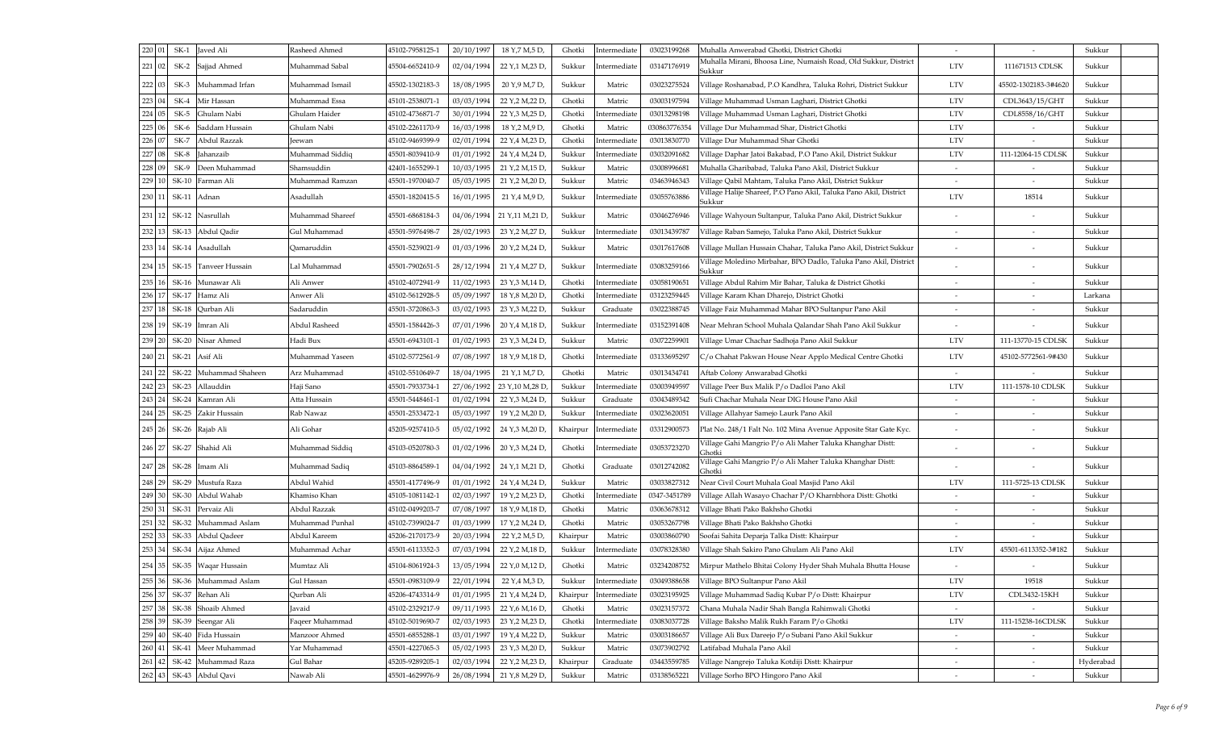| 220 | 01 | SK-1 | Javed Ali | Rasheed Ahmed | 45102-7958125-1 | 20/10/1997 | 18 Y,7 M,5 D, | Ghotki | Intermediate | 03023199268 | Muhalla Anwerabad Ghotki, District Ghotki | - | - | Sukkur | |
|---|---|---|---|---|---|---|---|---|---|---|---|---|---|---|---|
| 221 | 02 | SK-2 | Sajjad Ahmed | Muhammad Sabal | 45504-6652410-9 | 02/04/1994 | 22 Y,1 M,23 D, | Sukkur | Intermediate | 03147176919 | Muhalla Mirani, Bhoosa Line, Numaish Road, Old Sukkur, District Sukkur | LTV | 111671513 CDLSK | Sukkur | |
| 222 | 03 | SK-3 | Muhammad Irfan | Muhammad Ismail | 45502-1302183-3 | 18/08/1995 | 20 Y,9 M,7 D, | Sukkur | Matric | 03023275524 | Village Roshanabad, P.O Kandhra, Taluka Rohri, District Sukkur | LTV | 45502-1302183-3#4620 | Sukkur | |
| 223 | 04 | SK-4 | Mir Hassan | Muhammad Essa | 45101-2538071-1 | 03/03/1994 | 22 Y,2 M,22 D, | Ghotki | Matric | 03003197594 | Village Muhammad Usman Laghari, District Ghotki | LTV | CDL3643/15/GHT | Sukkur | |
| 224 | 05 | SK-5 | Ghulam Nabi | Ghulam Haider | 45102-4736871-7 | 30/01/1994 | 22 Y,3 M,25 D, | Ghotki | Intermediate | 03013298198 | Village Muhammad Usman Laghari, District Ghotki | LTV | CDL8558/16/GHT | Sukkur | |
| 225 | 06 | SK-6 | Saddam Hussain | Ghulam Nabi | 45102-2261170-9 | 16/03/1998 | 18 Y,2 M,9 D, | Ghotki | Matric | 030863776354 | Village Dur Muhammad Shar, District Ghotki | LTV | - | Sukkur | |
| 226 | 07 | SK-7 | Abdul Razzak | Jeewan | 45102-9469399-9 | 02/01/1994 | 22 Y,4 M,23 D, | Ghotki | Intermediate | 03013830770 | Village Dur Muhammad Shar Ghotki | LTV | - | Sukkur | |
| 227 | 08 | SK-8 | Jahanzaib | Muhammad Siddiq | 45501-8039410-9 | 01/01/1992 | 24 Y,4 M,24 D, | Sukkur | Intermediate | 03032091682 | Village Daphar Jatoi Bakabad, P.O Pano Akil, District Sukkur | LTV | 111-12064-15 CDLSK | Sukkur | |
| 228 | 09 | SK-9 | Deen Muhammad | Shamsuddin | 42401-1655299-1 | 10/03/1995 | 21 Y,2 M,15 D, | Sukkur | Matric | 03008996681 | Muhalla Gharibabad, Taluka Pano Akil, District Sukkur | - | - | Sukkur | |
| 229 | 10 | SK-10 | Farman Ali | Muhammad Ramzan | 45501-1970040-7 | 05/03/1995 | 21 Y,2 M,20 D, | Sukkur | Matric | 03463946343 | Village Qabil Mahtam, Taluka Pano Akil, District Sukkur | - | - | Sukkur | |
| 230 | 11 | SK-11 | Adnan | Asadullah | 45501-1820415-5 | 16/01/1995 | 21 Y,4 M,9 D, | Sukkur | Intermediate | 03055763886 | Village Halije Shareef, P.O Pano Akil, Taluka Pano Akil, District Sukkur | LTV | 18514 | Sukkur | |
| 231 | 12 | SK-12 | Nasrullah | Muhammad Shareef | 45501-6868184-3 | 04/06/1994 | 21 Y,11 M,21 D, | Sukkur | Matric | 03046276946 | Village Wahyoun Sultanpur, Taluka Pano Akil, District Sukkur | - | - | Sukkur | |
| 232 | 13 | SK-13 | Abdul Qadir | Gul Muhammad | 45501-5976498-7 | 28/02/1993 | 23 Y,2 M,27 D, | Sukkur | Intermediate | 03013439787 | Village Raban Samejo, Taluka Pano Akil, District Sukkur | - | - | Sukkur | |
| 233 | 14 | SK-14 | Asadullah | Qamaruddin | 45501-5239021-9 | 01/03/1996 | 20 Y,2 M,24 D, | Sukkur | Matric | 03017617608 | Village Mullan Hussain Chahar, Taluka Pano Akil, District Sukkur | - | - | Sukkur | |
| 234 | 15 | SK-15 | Tanveer Hussain | Lal Muhammad | 45501-7902651-5 | 28/12/1994 | 21 Y,4 M,27 D, | Sukkur | Intermediate | 03083259166 | Village Moledino Mirbahar, BPO Dadlo, Taluka Pano Akil, District Sukkur | - | - | Sukkur | |
| 235 | 16 | SK-16 | Munawar Ali | Ali Anwer | 45102-4072941-9 | 11/02/1993 | 23 Y,3 M,14 D, | Ghotki | Intermediate | 03058190651 | Village Abdul Rahim Mir Bahar, Taluka & District Ghotki | - | - | Sukkur | |
| 236 | 17 | SK-17 | Hamz Ali | Anwer Ali | 45102-5612928-5 | 05/09/1997 | 18 Y,8 M,20 D, | Ghotki | Intermediate | 03123259445 | Village Karam Khan Dharejo, District Ghotki | - | - | Larkana | |
| 237 | 18 | SK-18 | Qurban Ali | Sadaruddin | 45501-3720863-3 | 03/02/1993 | 23 Y,3 M,22 D, | Sukkur | Graduate | 03022388745 | Village Faiz Muhammad Mahar BPO Sultanpur Pano Akil | - | - | Sukkur | |
| 238 | 19 | SK-19 | Imran Ali | Abdul Rasheed | 45501-1584426-3 | 07/01/1996 | 20 Y,4 M,18 D, | Sukkur | Intermediate | 03152391408 | Near Mehran School Muhala Qalandar Shah Pano Akil Sukkur | - | - | Sukkur | |
| 239 | 20 | SK-20 | Nisar Ahmed | Hadi Bux | 45501-6943101-1 | 01/02/1993 | 23 Y,3 M,24 D, | Sukkur | Matric | 03072259901 | Village Umar Chachar Sadhoja Pano Akil Sukkur | LTV | 111-13770-15 CDLSK | Sukkur | |
| 240 | 21 | SK-21 | Asif Ali | Muhammad Yaseen | 45102-5772561-9 | 07/08/1997 | 18 Y,9 M,18 D, | Ghotki | Intermediate | 03133695297 | C/o Chahat Pakwan House Near Applo Medical Centre Ghotki | LTV | 45102-5772561-9#430 | Sukkur | |
| 241 | 22 | SK-22 | Muhammad Shaheen | Arz Muhammad | 45102-5510649-7 | 18/04/1995 | 21 Y,1 M,7 D, | Ghotki | Matric | 03013434741 | Aftab Colony Anwarabad Ghotki | - | - | Sukkur | |
| 242 | 23 | SK-23 | Allauddin | Haji Sano | 45501-7933734-1 | 27/06/1992 | 23 Y,10 M,28 D, | Sukkur | Intermediate | 03003949597 | Village Peer Bux Malik P/o Dadloi Pano Akil | LTV | 111-1578-10 CDLSK | Sukkur | |
| 243 | 24 | SK-24 | Kamran Ali | Atta Hussain | 45501-5448461-1 | 01/02/1994 | 22 Y,3 M,24 D, | Sukkur | Graduate | 03043489342 | Sufi Chachar Muhala Near DIG House Pano Akil | - | - | Sukkur | |
| 244 | 25 | SK-25 | Zakir Hussain | Rab Nawaz | 45501-2533472-1 | 05/03/1997 | 19 Y,2 M,20 D, | Sukkur | Intermediate | 03023620051 | Village Allahyar Samejo Laurk Pano Akil | - | - | Sukkur | |
| 245 | 26 | SK-26 | Rajab Ali | Ali Gohar | 45205-9257410-5 | 05/02/1992 | 24 Y,3 M,20 D, | Khairpur | Intermediate | 03312900573 | Plat No. 248/1 Falt No. 102 Mina Avenue Apposite Star Gate Kyc. | - | - | Sukkur | |
| 246 | 27 | SK-27 | Shahid Ali | Muhammad Siddiq | 45103-0520780-3 | 01/02/1996 | 20 Y,3 M,24 D, | Ghotki | Intermediate | 03053723270 | Village Gahi Mangrio P/o Ali Maher Taluka Khanghar Distt: Ghotki | - | - | Sukkur | |
| 247 | 28 | SK-28 | Imam Ali | Muhammad Sadiq | 45103-8864589-1 | 04/04/1992 | 24 Y,1 M,21 D, | Ghotki | Graduate | 03012742082 | Village Gahi Mangrio P/o Ali Maher Taluka Khanghar Distt: Ghotki | - | - | Sukkur | |
| 248 | 29 | SK-29 | Mustufa Raza | Abdul Wahid | 45501-4177496-9 | 01/01/1992 | 24 Y,4 M,24 D, | Sukkur | Matric | 03033827312 | Near Civil Court Muhala Goal Masjid Pano Akil | LTV | 111-5725-13 CDLSK | Sukkur | |
| 249 | 30 | SK-30 | Abdul Wahab | Khamiso Khan | 45105-1081142-1 | 02/03/1997 | 19 Y,2 M,23 D, | Ghotki | Intermediate | 0347-3451789 | Village Allah Wasayo Chachar P/O Kharnbhora Distt: Ghotki | - | - | Sukkur | |
| 250 | 31 | SK-31 | Pervaiz Ali | Abdul Razzak | 45102-0499203-7 | 07/08/1997 | 18 Y,9 M,18 D, | Ghotki | Matric | 03063678312 | Village Bhati Pako Bakhsho Ghotki | - | - | Sukkur | |
| 251 | 32 | SK-32 | Muhammad Aslam | Muhammad Punhal | 45102-7399024-7 | 01/03/1999 | 17 Y,2 M,24 D, | Ghotki | Matric | 03053267798 | Village Bhati Pako Bakhsho Ghotki | - | - | Sukkur | |
| 252 | 33 | SK-33 | Abdul Qadeer | Abdul Kareem | 45206-2170173-9 | 20/03/1994 | 22 Y,2 M,5 D, | Khairpur | Matric | 03003860790 | Soofai Sahita Deparja Talka Distt: Khairpur | - | - | Sukkur | |
| 253 | 34 | SK-34 | Aijaz Ahmed | Muhammad Achar | 45501-6113352-3 | 07/03/1994 | 22 Y,2 M,18 D, | Sukkur | Intermediate | 03078328380 | Village Shah Sakiro Pano Ghulam Ali Pano Akil | LTV | 45501-6113352-3#182 | Sukkur | |
| 254 | 35 | SK-35 | Waqar Hussain | Mumtaz Ali | 45104-8061924-3 | 13/05/1994 | 22 Y,0 M,12 D, | Ghotki | Matric | 03234208752 | Mirpur Mathelo Bhitai Colony Hyder Shah Muhala Bhutta House | - | - | Sukkur | |
| 255 | 36 | SK-36 | Muhammad Aslam | Gul Hassan | 45501-0983109-9 | 22/01/1994 | 22 Y,4 M,3 D, | Sukkur | Intermediate | 03049388658 | Village BPO Sultanpur Pano Akil | LTV | 19518 | Sukkur | |
| 256 | 37 | SK-37 | Rehan Ali | Qurban Ali | 45206-4743314-9 | 01/01/1995 | 21 Y,4 M,24 D, | Khairpur | Intermediate | 03023195925 | Village Muhammad Sadiq Kubar P/o Distt: Khairpur | LTV | CDL3432-15KH | Sukkur | |
| 257 | 38 | SK-38 | Shoaib Ahmed | Javaid | 45102-2329217-9 | 09/11/1993 | 22 Y,6 M,16 D, | Ghotki | Matric | 03023157372 | Chana Muhala Nadir Shah Bangla Rahimwali Ghotki | - | - | Sukkur | |
| 258 | 39 | SK-39 | Seengar Ali | Faqeer Muhammad | 45102-5019690-7 | 02/03/1993 | 23 Y,2 M,23 D, | Ghotki | Intermediate | 03083037728 | Village Baksho Malik Rukh Faram P/o Ghotki | LTV | 111-15238-16CDLSK | Sukkur | |
| 259 | 40 | SK-40 | Fida Hussain | Manzoor Ahmed | 45501-6855288-1 | 03/01/1997 | 19 Y,4 M,22 D, | Sukkur | Matric | 03003186657 | Village Ali Bux Dareejo P/o Subani Pano Akil Sukkur | - | - | Sukkur | |
| 260 | 41 | SK-41 | Meer Muhammad | Yar Muhammad | 45501-4227065-3 | 05/02/1993 | 23 Y,3 M,20 D, | Sukkur | Matric | 03073902792 | Latifabad Muhala Pano Akil | - | - | Sukkur | |
| 261 | 42 | SK-42 | Muhammad Raza | Gul Bahar | 45205-9289205-1 | 02/03/1994 | 22 Y,2 M,23 D, | Khairpur | Graduate | 03443559785 | Village Nangrejo Taluka Kotdiji Distt: Khairpur | - | - | Hyderabad | |
| 262 | 43 | SK-43 | Abdul Qavi | Nawab Ali | 45501-4629976-9 | 26/08/1994 | 21 Y,8 M,29 D, | Sukkur | Matric | 03138565221 | Village Sorho BPO Hingoro Pano Akil | - | - | Sukkur | |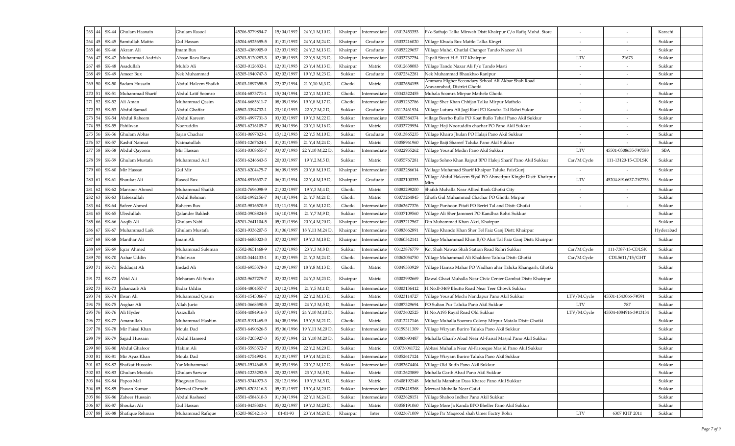| | | | | | | | | | | | | | | |
|---|---|---|---|---|---|---|---|---|---|---|---|---|---|---|
| 263 | 44 | SK-44 | Ghulam Hasnain | Ghulam Rasool | 45206-5779894-7 | 15/04/1992 | 24 Y,1 M,10 D, | Khairpur | Intermediate | 03013453353 | P/o Sathajo Talka Mirwah Distt Khairpur C/o Rafiq Muhd. Store | - | - | Karachi |
| 264 | 45 | SK-45 | Samiullah Maitto | Gul Hassan | 45203-6925695-5 | 01/01/1992 | 24 Y,4 M,24 D, | Khairpur | Graduate | 03033216020 | Village Khuda Bux Maitlo Talka Kingri | - | - | Sukkur |
| 265 | 46 | SK-46 | Akram Ali | Imam Bux | 45203-4389905-9 | 12/03/1992 | 24 Y,2 M,13 D, | Khairpur | Graduate | 03053229657 | Village Muhd. Chutlal Changer Tando Nazeer Ali | - | - | Sukkur |
| 266 | 47 | SK-47 | Muhammad Aadrish | Ahsan Raza Rana | 45203-5120283-3 | 02/08/1993 | 22 Y,9 M,23 D, | Khairpur | Intermediate | 03033737754 | Tapali Street H.#. 117 Khairpur | LTV | 21673 | Sukkur |
| 267 | 48 | SK-48 | Asadullah | Muhib Ali | 45203-0126832-1 | 12/01/1993 | 23 Y,4 M,13 D, | Khairpur | Matric | 03012638083 | Village Tando Nazar Ali P/o Tando Masti | - | - | Sukkur |
| 268 | 49 | SK-49 | Ameer Bux | Nek Muhammad | 45205-1940747-3 | 02/02/1997 | 19 Y,3 M,23 D, | Sukkur | Graduate | 03072542281 | Nek Muhammad Bhaukhso Ranipur | - | - | Sukkur |
| 269 | 50 | SK-50 | Sadam Hussain | Abdul Haleem Shaikh | 45103-1897658-5 | 22/07/1994 | 21 Y,10 M,3 D, | Ghotki | Matric | 03002654155 | Ammara Higher Secondary School Ali Akbar Shah Road Awanrabad, District Ghotki | - | - | Sukkur |
| 270 | 51 | SK-51 | Muhammad Sharif | Abdul Latif Soomro | 45104-6875771-1 | 15/04/1994 | 22 Y,1 M,10 D, | Ghotki | Intermediate | 03342522455 | Muhala Soomra Mirpur Mathelo Ghotki | - | - | Sukkur |
| 271 | 52 | SK-52 | Ali Aman | Muhammad Qasim | 45104-6685611-7 | 08/09/1996 | 19 Y,8 M,17 D, | Ghotki | Intermediate | 03051232786 | Village Sher Khan Chhijan Talka Mirpur Mathelo | - | - | Sukkur |
| 272 | 53 | SK-53 | Abdul Samad | Abdul Ghaffar | 45502-3394732-1 | 23/10/1993 | 22 Y,7 M,2 D, | Sukkur | Graduate | 03113461934 | Village Lutura Ali Jagi Rani PO Kandra Tal Rohri Sukur | - | - | Sukkur |
| 273 | 54 | SK-54 | Abdul Raheem | Abdul Kareem | 45501-4997731-3 | 03/02/1997 | 19 Y,3 M,22 D, | Sukkur | Intermediate | 03003384374 | village Beerho Bullo PO Koat Bullo Tehsil Pano Akil Sukkur | - | - | Sukkur |
| 274 | 55 | SK-55 | Pahilwan | Nooruddin | 45501-6216105-7 | 09/04/1996 | 20 Y,1 M,16 D, | Sukkur | Matric | 03033729954 | Village Haji Nooruddin chachar PO Pano Akil Sukkur | - | - | Sukkur |
| 275 | 56 | SK-56 | Ghulam Abbas | Sajan Chachar | 45501-0697823-1 | 15/12/1993 | 22 Y,5 M,10 D, | Sukkur | Graduate | 03013865235 | Village Khairo Jhulan PO Halaji Pano Akil Sukkur | - | - | Sukkur |
| 276 | 57 | SK-57 | Kashif Naimat | Naimatullah | 45501-1267624-1 | 01/01/1995 | 21 Y,4 M,24 D, | Sukkur | Matric | 03058961960 | Village Baiji Shareef Taluka Pano Akil Sukkur | - | - | Sukkur |
| 277 | 58 | SK-58 | Abdul Qayoom | Mir Hassan | 45501-0308655-7 | 03/07/1993 | 22 Y,10 M,22 D, | Sukkur | Intermediate | 03022955262 | Village Yousuf Modin Pano Akil Sukkur | LTV | 45501-0308655-7#7588 | SBA |
| 278 | 59 | SK-59 | Ghulam Mustafa | Muhammad Arif | 45501-6246643-5 | 20/03/1997 | 19 Y,2 M,5 D, | Sukkur | Matric | 03055767281 | Village Sohno Khan Rajput BPO Haleji Sharif Pano Akil Sukkur | Car/M.Cycle | 111-13120-15-CDLSK | Sukkur |
| 279 | 60 | SK-60 | Mir Hassan | Gul Mir | 45201-6204475-7 | 06/09/1995 | 20 Y,8 M,19 D, | Khairpur | Intermediate | 03003286614 | Vollage Muhamad Sharif Khaipur Taluka FaizGunj | - | - | Sukkur |
| 280 | 61 | SK-61 | Shoukat Ali | Rasool Bux | 45204-8916637-7 | 06/01/1994 | 22 Y,4 M,19 D, | Khairpur | Graduate | 03003100353 | Village Abdul Hakeem Siyal PO Ahmedpur Kingbt Distt: Khairpur Mirs | LTV | 45204-8916637-7#7753 | Sukkur |
| 281 | 62 | SK-62 | Mansoor Ahmed | Muhammad Shaikh | 45102-7696098-9 | 21/02/1997 | 19 Y,3 M,4 D, | Ghotki | Matric | 03082298200 | Shaikh Muhalla Near Allied Bank Ghotki City | - | - | Sukkur |
| 282 | 63 | SK-63 | Hafeezullah | Abdul Rehman | 45102-1992156-7 | 04/10/1994 | 21 Y,7 M,21 D, | Ghotki | Matric | 03073264845 | Ghoth Gul Muhammad Chachar PO Ghotki Mirpur | - | - | Sukkur |
| 283 | 64 | SK-64 | Safeer Ahmed | Raheem Bux | 45102-9816570-9 | 13/11/1994 | 21 Y,6 M,12 D, | Ghotki | Intermediate | 03063677376 | Village Punhoon Pitafi PO Beriri Tal and Distt: Ghotki | - | - | Sukkur |
| 284 | 65 | SK-65 | Ubedullah | Qalander Bakhsh | 45502-3908824-5 | 16/10/1994 | 21 Y,7 M,9 D, | Sukkur | Intermediate | 03337109560 | Village Ali Sher Jammeri PO Kandhra Rohri Sukkur | | | Sukkur |
| 285 | 66 | SK-66 | Aaqib Ali | Ghulam Nabi | 45201-2641104-5 | 05/01/1996 | 20 Y,4 M,20 D, | Khairpur | Intermediate | 03053212567 | Din Muhammad Khan Akri, Khairpur | | | Sukkur |
| 286 | 67 | SK-67 | Muhammad Laik | Ghulam Mustafa | 45201-9336207-5 | 01/06/1997 | 18 Y,11 M,24 D, | Khairpur | Intermediate | 03083662891 | Village Khando Khan Sher Tel Faiz Ganj Distt: Khairpur | | | Hyderabad |
| 287 | 68 | SK-68 | Manthar Ali | Imam Ali | 45201-6685023-3 | 07/02/1997 | 19 Y,3 M,18 D, | Khairpur | Intermediate | 03060542141 | Village Muhammad Khan R/O Akri Tal Faiz Ganj Distt: Khairpur | | | Sukkur |
| 288 | 69 | SK-69 | Iqrar Ahmed | Muhammad Suleman | 45502-0651468-9 | 17/02/1993 | 23 Y,3 M,8 D, | Sukkur | Intermediate | 03123876779 | Kot Shah Nawaz Shah Station Road Rohri Sukkur | Car/M.Cycle | 111-7387-13-CDLSK | Sukkur |
| 289 | 70 | SK-70 | Azhar Uddin | Pahelwan | 45102-3444133-1 | 01/02/1995 | 21 Y,3 M,24 D, | Ghotki | Intermediate | 03062054750 | Village Muhammad Ali Khaldoro Taluka Distt: Ghotki | Car/M.Cycle | CDL5611/15/GHT | Sukkur |
| 290 | 71 | SK-71 | Siddaqat Ali | Imdad Ali | 45103-6953378-3 | 12/09/1997 | 18 Y,8 M,13 D, | Ghotki | Matric | 03049533929 | Village Hamzo Mahar PO Wadhan ahar Taluka Khangarh, Ghotki | | | Sukkur |
| 291 | 72 | SK-72 | Abid Ali | Meharam Ali Sonio | 45202-9637279-7 | 02/02/1992 | 24 Y,3 M,23 D, | Khairpur | Matric | 03002992669 | Dawal Ghazi Muhalla Near Civic Center Gambat Distt: Khairpur | | | Sukkur |
| 292 | 73 | SK-73 | Jahanzaib Ali | Badar Uddin | 45504-4804557-7 | 24/12/1994 | 21 Y,5 M,1 D, | Sukkur | Intermediate | 03003136412 | H.No.B-3469 Bhutto Road Near Teer Chowk Sukkur | | | Sukkur |
| 293 | 74 | SK-74 | Ihsan Ali | Muhammad Qasim | 45501-1543066-7 | 12/03/1994 | 22 Y,2 M,13 D, | Sukkur | Matric | 03023114727 | Village Yousuf Mochi Nandapur Pano Akil Sukkur | LTV/M.Cycle | 45501-1543066-7#591 | Sukkur |
| 294 | 75 | SK-75 | Asghar Ali | Allah Jurio | 45501-3668390-5 | 20/02/1992 | 24 Y,3 M,5 D, | Sukkur | Intermediate | 03087329694 | PO Sultan Pur Taluka Pano Akil Sukkur | LTV | 787 | Sukkur |
| 295 | 76 | SK-76 | Ali Hyder | Azizullah | 45504-4084916-3 | 15/07/1991 | 24 Y,10 M,10 D, | Sukkur | Intermediate | 03073602525 | H.No.A195 Rayal Road Old Sukkur | LTV/M.Cycle | 45504-4084916-3#13134 | Sukkur |
| 296 | 77 | SK-77 | Amanullah | Muhammad Hashim | 45102-5191469-9 | 04/08/1996 | 19 Y,9 M,21 D, | Ghotki | Matric | 03012217146 | Village Muhalla Soomra Colony Mirpur Matalo Distt: Ghotki | | | Sukkur |
| 297 | 78 | SK-78 | Mir Faisal Khan | Moula Dad | 45501-6490626-5 | 05/06/1996 | 19 Y,11 M,20 D, | Sukkur | Intermediate | 03159311309 | Village Wiryam Buriro Taluka Pano Akil Sukkur | | | Sukkur |
| 298 | 79 | SK-79 | Sajjad Hussain | Abdul Hameed | 45501-7205927-3 | 05/07/1994 | 21 Y,10 M,20 D, | Sukkur | Intermediate | 03083693487 | Muhalla Gharib Abad Near Al-Faisal Masjid Pano Akil Sukkur | | | Sukkur |
| 299 | 80 | SK-80 | Abdul Ghafoor | Hakim Ali | 45501-5593572-7 | 05/03/1994 | 22 Y,2 M,20 D, | Sukkur | Matric | 030736041722 | Abbasi Muhalla Near Al-Farooque Masjid Pano Akil Sukkur | | | Sukkur |
| 300 | 81 | SK-81 | Mir Ayaz Khan | Moula Dad | 45501-1754992-1 | 01/01/1997 | 19 Y,4 M,24 D, | Sukkur | Intermediate | 03052617124 | Village Wiryam Buriro Taluka Pano Akil Sukkur | | | Sukkur |
| 301 | 82 | SK-82 | Shafkat Hussain | Yar Muhammad | 45501-1514648-5 | 08/03/1996 | 20 Y,2 M,17 D, | Sukkur | Intermediate | 03083674404 | Village Old Budh Pano Akil Sukkur | | | Sukkur |
| 302 | 83 | SK-83 | Ghulam Mustafa | Ghulam Sarwar | 45501-1235292-5 | 20/02/1993 | 23 Y,3 M,5 D, | Sukkur | Matric | 03012623889 | Muhalla Garib Abad Pano Akil Sukkur | | | Sukkur |
| 303 | 84 | SK-84 | Papoo Mal | Bhegwan Dasss | 45501-5744973-3 | 20/12/1996 | 19 Y,5 M,5 D, | Sukkur | Matric | 03408192148 | Muhalla Manshan Dass Kharee Pano Akil Sukkur | | | Sukkur |
| 304 | 85 | SK-85 | Pawan Kumar | Merwai Chrndhi | 45501-8203116-3 | 05/01/1997 | 19 Y,4 M,20 D, | Sukkur | Intermediate | 03026418368 | Merwai Muhalla Near Gotki | | | Sukkur |
| 305 | 86 | SK-86 | Zaheer Hussain | Abdul Rasheed | 45501-4584310-3 | 01/04/1994 | 22 Y,1 M,24 D, | Sukkur | Intermediate | 03023628151 | Village Shahoo Indher Pano Akil Sukkur | | | Sukkur |
| 306 | 87 | SK-87 | Shoukat Ali | Gul Hassan | 45501-8438303-1 | 05/02/1997 | 19 Y,3 M,20 D, | Sukkur | Matric | 03058191060 | Village More Ja Kanda BPO Bheller Pano Akil Sukkur | | | Sukkur |
| 307 | 88 | SK-88 | Shafique Rehman | Muhammad Rafique | 45203-8654211-3 | 01-01-93 | 23 Y,4 M,24 D, | Khairpur | Inter | 03023671009 | Village Pir Maqsood shah Umer Factry Rohri | LTV | 6307 KHP 2011 | Sukkur |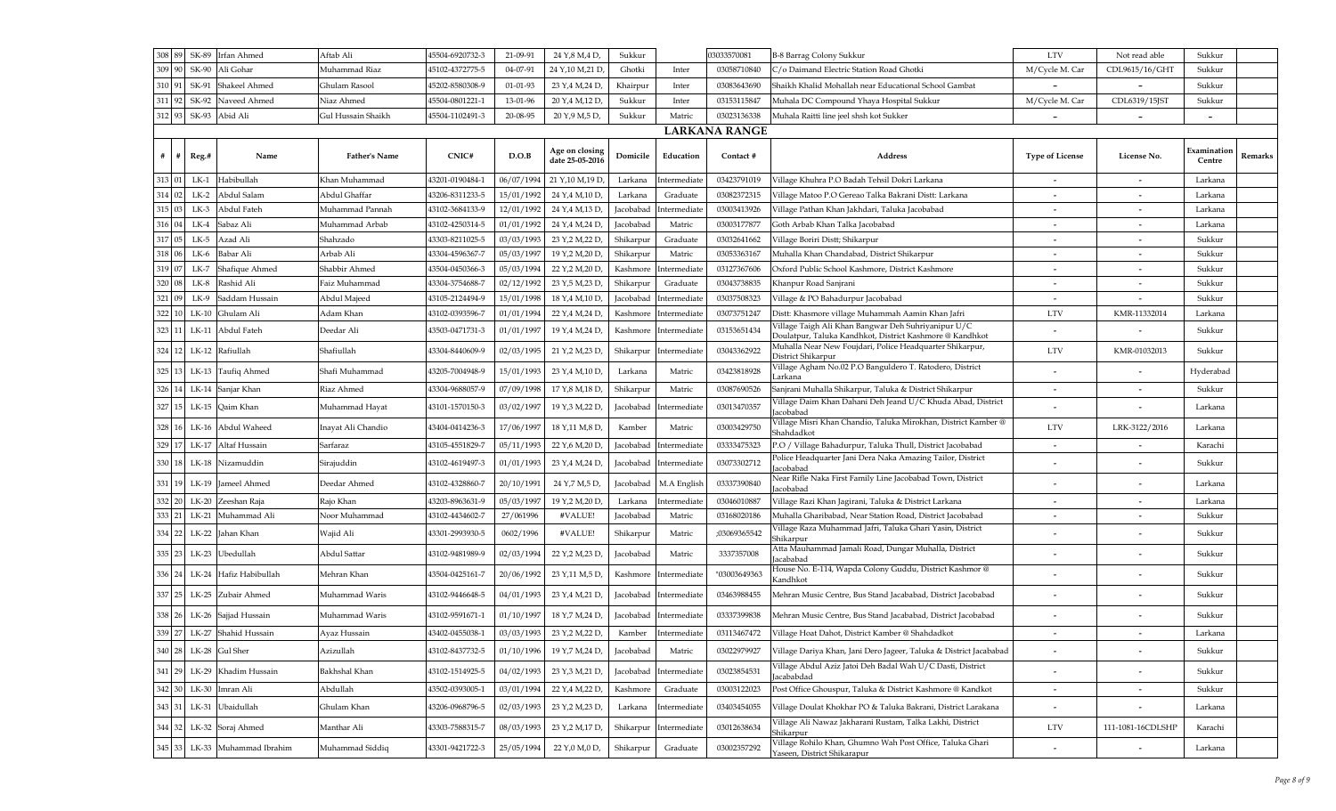| 308 | 89 | SK-89 | Irfan Ahmed | Aftab Ali | 45504-6920732-3 | 21-09-91 | 24 Y,8 M,4 D, | Sukkur | | 03033570081 | B-8 Barrag Colony Sukkur | LTV | Not read able | Sukkur | |
|---|---|---|---|---|---|---|---|---|---|---|---|---|---|---|---|
| 309 | 90 | SK-90 | Ali Gohar | Muhammad Riaz | 45102-4372775-5 | 04-07-91 | 24 Y,10 M,21 D, | Ghotki | Inter | 03058710840 | C/o Daimand Electric Station Road Ghotki | M/Cycle M. Car | CDL9615/16/GHT | Sukkur | |
| 310 | 91 | SK-91 | Shakeel Ahmed | Ghulam Rasool | 45202-8580308-9 | 01-01-93 | 23 Y,4 M,24 D, | Khairpur | Inter | 03083643690 | Shaikh Khalid Mohallah near Educational School Gambat | - | - | Sukkur | |
| 311 | 92 | SK-92 | Naveed Ahmed | Niaz Ahmed | 45504-0801221-1 | 13-01-96 | 20 Y,4 M,12 D, | Sukkur | Inter | 03153115847 | Muhala DC Compound Yhaya Hospital Sukkur | M/Cycle M. Car | CDL6319/15JST | Sukkur | |
| 312 | 93 | SK-93 | Abid Ali | Gul Hussain Shaikh | 45504-1102491-3 | 20-08-95 | 20 Y,9 M,5 D, | Sukkur | Matric | 03023136338 | Muhala Raitti line jeel shsh kot Sukker | - | - | - | |

**LARKANA RANGE**

| # | # | Reg.# | Name | Father's Name | CNIC# | D.O.B | Age on closing date 25-05-2016 | Domicile | Education | Contact # | Address | Type of License | License No. | Examination Centre | Remarks |
|---|---|---|---|---|---|---|---|---|---|---|---|---|---|---|---|
| 313 | 01 | LK-1 | Habibullah | Khan Muhammad | 43201-0190484-1 | 06/07/1994 | 21 Y,10 M,19 D, | Larkana | Intermediate | 03423791019 | Village Khuhra P.O Badah Tehsil Dokri Larkana | - | - | Larkana | |
| 314 | 02 | LK-2 | Abdul Salam | Abdul Ghaffar | 43206-8311233-5 | 15/01/1992 | 24 Y,4 M,10 D, | Larkana | Graduate | 03082372315 | Village Matoo P.O Gereao Talka Bakrani Distt: Larkana | - | - | Larkana | |
| 315 | 03 | LK-3 | Abdul Fateh | Muhammad Pannah | 43102-3684133-9 | 12/01/1992 | 24 Y,4 M,13 D, | Jacobabad | Intermediate | 03003413926 | Village Pathan Khan Jakhdari, Taluka Jacobabad | - | - | Larkana | |
| 316 | 04 | LK-4 | Sabaz Ali | Muhammad Arbab | 43102-4250314-5 | 01/01/1992 | 24 Y,4 M,24 D, | Jacobabad | Matric | 03003177877 | Goth Arbab Khan Talka Jacobabad | - | - | Larkana | |
| 317 | 05 | LK-5 | Azad Ali | Shahzado | 43303-8211025-5 | 03/03/1993 | 23 Y,2 M,22 D, | Shikarpur | Graduate | 03032641662 | Village Boriri Distt; Shikarpur | - | - | Sukkur | |
| 318 | 06 | LK-6 | Babar Ali | Arbab Ali | 43304-4596367-7 | 05/03/1997 | 19 Y,2 M,20 D, | Shikarpur | Matric | 03053363167 | Muhalla Khan Chandabad, District Shikarpur | - | - | Sukkur | |
| 319 | 07 | LK-7 | Shafique Ahmed | Shabbir Ahmed | 43504-0450366-3 | 05/03/1994 | 22 Y,2 M,20 D, | Kashmore | Intermediate | 03127367606 | Oxford Public School Kashmore, District Kashmore | - | - | Sukkur | |
| 320 | 08 | LK-8 | Rashid Ali | Faiz Muhammad | 43304-3754688-7 | 02/12/1992 | 23 Y,5 M,23 D, | Shikarpur | Graduate | 03043738835 | Khanpur Road Sanjrani | - | - | Sukkur | |
| 321 | 09 | LK-9 | Saddam Hussain | Abdul Majeed | 43105-2124494-9 | 15/01/1998 | 18 Y,4 M,10 D, | Jacobabad | Intermediate | 03037508323 | Village & PO Bahadurpur Jacobabad | - | - | Sukkur | |
| 322 | 10 | LK-10 | Ghulam Ali | Adam Khan | 43102-0393596-7 | 01/01/1994 | 22 Y,4 M,24 D, | Kashmore | Intermediate | 03073751247 | Distt: Khasmore village Muhammah Aamin Khan Jafri | LTV | KMR-11332014 | Larkana | |
| 323 | 11 | LK-11 | Abdul Fateh | Deedar Ali | 43503-0471731-3 | 01/01/1997 | 19 Y,4 M,24 D, | Kashmore | Intermediate | 03153651434 | Village Taigh Ali Khan Bangwar Deh Suhriyanipur U/C Doulatpur, Taluka Kandhkot, District Kashmore @ Kandhkot | - | - | Sukkur | |
| 324 | 12 | LK-12 | Rafiullah | Shafiullah | 43304-8440609-9 | 02/03/1995 | 21 Y,2 M,23 D, | Shikarpur | Intermediate | 03043362922 | Muhalla Near New Foujdari, Police Headquarter Shikarpur, District Shikarpur | LTV | KMR-01032013 | Sukkur | |
| 325 | 13 | LK-13 | Taufiq Ahmed | Shafi Muhammad | 43205-7004948-9 | 15/01/1993 | 23 Y,4 M,10 D, | Larkana | Matric | 03423818928 | Village Agham No.02 P.O Banguldero T. Ratodero, District Larkana | - | - | Hyderabad | |
| 326 | 14 | LK-14 | Sanjar Khan | Riaz Ahmed | 43304-9688057-9 | 07/09/1998 | 17 Y,8 M,18 D, | Shikarpur | Matric | 03087690526 | Sanjrani Muhalla Shikarpur, Taluka & District Shikarpur | - | - | Sukkur | |
| 327 | 15 | LK-15 | Qaim Khan | Muhammad Hayat | 43101-1570150-3 | 03/02/1997 | 19 Y,3 M,22 D, | Jacobabad | Intermediate | 03013470357 | Village Daim Khan Dahani Deh Jeand U/C Khuda Abad, District Jacobabad | - | - | Larkana | |
| 328 | 16 | LK-16 | Abdul Waheed | Inayat Ali Chandio | 43404-0414236-3 | 17/06/1997 | 18 Y,11 M,8 D, | Kamber | Matric | 03003429750 | Village Misri Khan Chandio, Taluka Mirokhan, District Kamber @ Shahdadkot | LTV | LRK-3122/2016 | Larkana | |
| 329 | 17 | LK-17 | Altaf Hussain | Sarfaraz | 43105-4551829-7 | 05/11/1993 | 22 Y,6 M,20 D, | Jacobabad | Intermediate | 03333475323 | P.O / Village Bahadurpur, Taluka Thull, District Jacobabad | - | - | Karachi | |
| 330 | 18 | LK-18 | Nizamuddin | Sirajuddin | 43102-4619497-3 | 01/01/1993 | 23 Y,4 M,24 D, | Jacobabad | Intermediate | 03073302712 | Police Headquarter Jani Dera Naka Amazing Tailor, District Jacobabad | - | - | Sukkur | |
| 331 | 19 | LK-19 | Jameel Ahmed | Deedar Ahmed | 43102-4328860-7 | 20/10/1991 | 24 Y,7 M,5 D, | Jacobabad | M.A English | 03337390840 | Near Rifle Naka First Family Line Jacobabad Town, District Jacobabad | - | - | Larkana | |
| 332 | 20 | LK-20 | Zeeshan Raja | Rajo Khan | 43203-8963631-9 | 05/03/1997 | 19 Y,2 M,20 D, | Larkana | Intermediate | 03046010887 | Village Razi Khan Jagirani, Taluka & District Larkana | - | - | Larkana | |
| 333 | 21 | LK-21 | Muhammad Ali | Noor Muhammad | 43102-4434602-7 | 27/061996 | #VALUE! | Jacobabad | Matric | 03168020186 | Muhalla Gharibabad, Near Station Road, District Jacobabad | - | - | Sukkur | |
| 334 | 22 | LK-22 | Jahan Khan | Wajid Ali | 43301-2993930-5 | 0602/1996 | #VALUE! | Shikarpur | Matric | ;03069365542 | Village Raza Muhammad Jafri, Taluka Ghari Yasin, District Shikarpur | - | - | Sukkur | |
| 335 | 23 | LK-23 | Ubedullah | Abdul Sattar | 43102-9481989-9 | 02/03/1994 | 22 Y,2 M,23 D, | Jacobabad | Matric | 3337357008 | Atta Mauhammad Jamali Road, Dungar Muhalla, District Jacabad | - | - | Sukkur | |
| 336 | 24 | LK-24 | Hafiz Habibullah | Mehran Khan | 43504-0425161-7 | 20/06/1992 | 23 Y,11 M,5 D, | Kashmore | Intermediate | "03003649363 | House No. E-114, Wapda Colony Guddu, District Kashmor @ Kandhkot | - | - | Sukkur | |
| 337 | 25 | LK-25 | Zubair Ahmed | Muhammad Waris | 43102-9446648-5 | 04/01/1993 | 23 Y,4 M,21 D, | Jacobabad | Intermediate | 03463988455 | Mehran Music Centre, Bus Stand Jacababad, District Jacobabad | - | - | Sukkur | |
| 338 | 26 | LK-26 | Sajjad Hussain | Muhammad Waris | 43102-9591671-1 | 01/10/1997 | 18 Y,7 M,24 D, | Jacobabad | Intermediate | 03337399838 | Mehran Music Centre, Bus Stand Jacababad, District Jacobabad | - | - | Sukkur | |
| 339 | 27 | LK-27 | Shahid Hussain | Ayaz Hussain | 43402-0455038-1 | 03/03/1993 | 23 Y,2 M,22 D, | Kamber | Intermediate | 03113467472 | Village Hoat Dahot, District Kamber @ Shahdadkot | - | - | Larkana | |
| 340 | 28 | LK-28 | Gul Sher | Azizullah | 43102-8437732-5 | 01/10/1996 | 19 Y,7 M,24 D, | Jacobabad | Matric | 03022979927 | Village Dariya Khan, Jani Dero Jageer, Taluka & District Jacababad | - | - | Sukkur | |
| 341 | 29 | LK-29 | Khadim Hussain | Bakhshal Khan | 43102-1514925-5 | 04/02/1993 | 23 Y,3 M,21 D, | Jacobabad | Intermediate | 03023854531 | Village Abdul Aziz Jatoi Deh Badal Wah U/C Dasti, District Jacababdad | - | - | Sukkur | |
| 342 | 30 | LK-30 | Imran Ali | Abdullah | 43502-0393005-1 | 03/01/1994 | 22 Y,4 M,22 D, | Kashmore | Graduate | 03003122023 | Post Office Ghouspur, Taluka & District Kashmore @ Kandkot | - | - | Sukkur | |
| 343 | 31 | LK-31 | Ubaidullah | Ghulam Khan | 43206-0968796-5 | 02/03/1993 | 23 Y,2 M,23 D, | Larkana | Intermediate | 03403454055 | Village Doulat Khokhar PO & Taluka Bakrani, District Larakana | - | - | Larkana | |
| 344 | 32 | LK-32 | Soraj Ahmed | Manthar Ali | 43303-7588315-7 | 08/03/1993 | 23 Y,2 M,17 D, | Shikarpur | Intermediate | 03012638634 | Village Ali Nawaz Jakharani Rustam, Talka Lakhi, District Shikarpur | LTV | 111-1081-16CDLSHP | Karachi | |
| 345 | 33 | LK-33 | Muhammad Ibrahim | Muhammad Siddiq | 43301-9421722-3 | 25/05/1994 | 22 Y,0 M,0 D, | Shikarpur | Graduate | 03002357292 | Village Rohilo Khan, Ghumno Wah Post Office, Taluka Ghari Yaseen, District Shikarapur | - | - | Larkana | |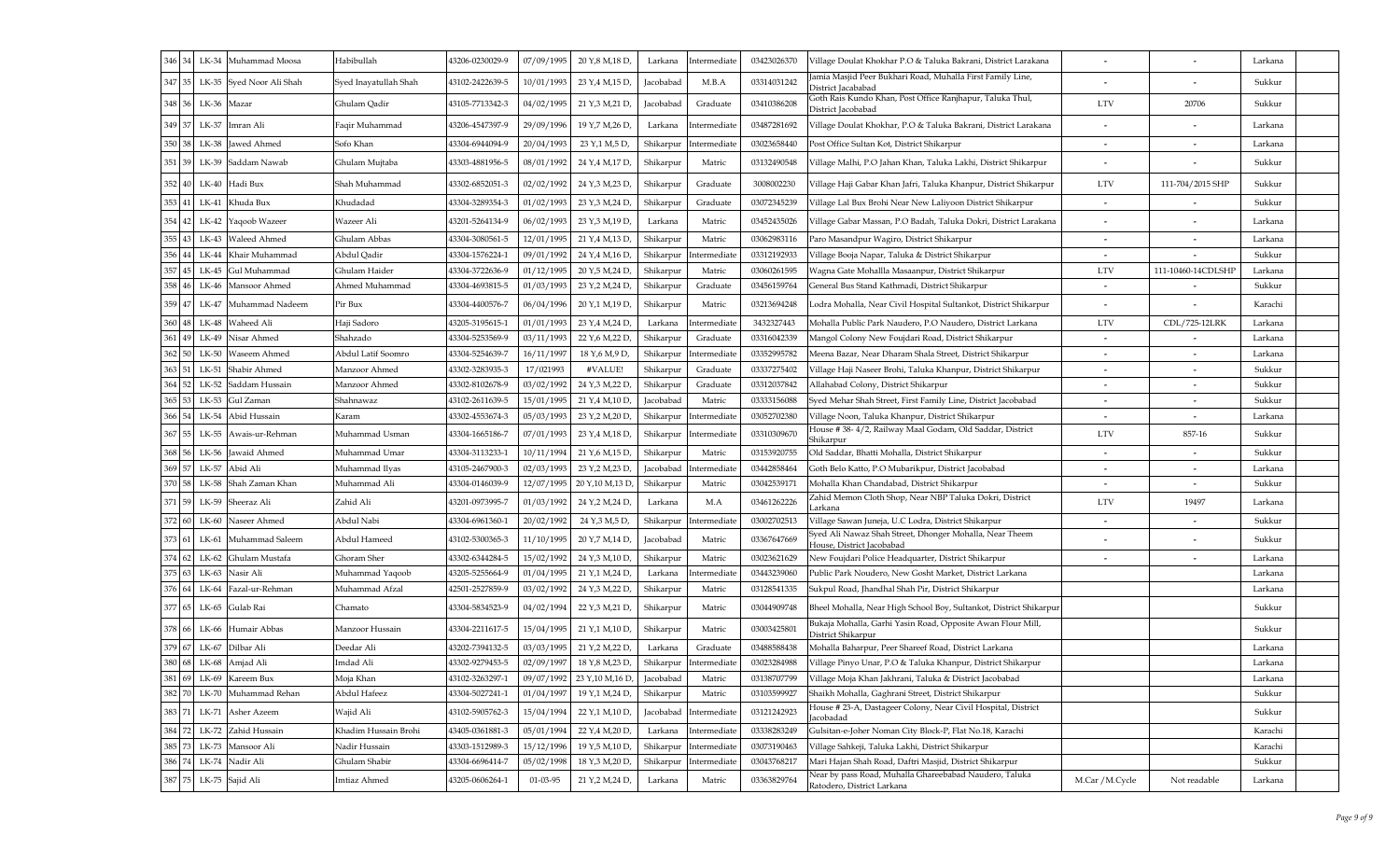| | | | | | | | | | | | | | | |
|---|---|---|---|---|---|---|---|---|---|---|---|---|---|---|
| 346 | 34 | LK-34 | Muhammad Moosa | Habibullah | 43206-0230029-9 | 07/09/1995 | 20 Y,8 M,18 D, | Larkana | Intermediate | 03423026370 | Village Doulat Khokhar P.O & Taluka Bakrani, District Larakana | - | - | Larkana |
| 347 | 35 | LK-35 | Syed Noor Ali Shah | Syed Inayatullah Shah | 43102-2422639-5 | 10/01/1993 | 23 Y,4 M,15 D, | Jacobabad | M.B.A | 03314031242 | Jamia Masjid Peer Bukhari Road, Muhalla First Family Line, District Jacababad | - | - | Sukkur |
| 348 | 36 | LK-36 | Mazar | Ghulam Qadir | 43105-7713342-3 | 04/02/1995 | 21 Y,3 M,21 D, | Jacobabad | Graduate | 03410386208 | Goth Rais Kundo Khan, Post Office Ranjhapur, Taluka Thul, District Jacobabad | LTV | 20706 | Sukkur |
| 349 | 37 | LK-37 | Imran Ali | Faqir Muhammad | 43206-4547397-9 | 29/09/1996 | 19 Y,7 M,26 D, | Larkana | Intermediate | 03487281692 | Village Doulat Khokhar, P.O & Taluka Bakrani, District Larakana | - | - | Larkana |
| 350 | 38 | LK-38 | Jawed Ahmed | Sofo Khan | 43304-6944094-9 | 20/04/1993 | 23 Y,1 M,5 D, | Shikarpur | Intermediate | 03023658440 | Post Office Sultan Kot, District Shikarpur | - | - | Larkana |
| 351 | 39 | LK-39 | Saddam Nawab | Ghulam Mujtaba | 43303-4881956-5 | 08/01/1992 | 24 Y,4 M,17 D, | Shikarpur | Matric | 03132490548 | Village Malhi, P.O Jahan Khan, Taluka Lakhi, District Shikarpur | - | - | Sukkur |
| 352 | 40 | LK-40 | Hadi Bux | Shah Muhammad | 43302-6852051-3 | 02/02/1992 | 24 Y,3 M,23 D, | Shikarpur | Graduate | 3008002230 | Village Haji Gabar Khan Jafri, Taluka Khanpur, District Shikarpur | LTV | 111-704/2015 SHP | Sukkur |
| 353 | 41 | LK-41 | Khuda Bux | Khudadad | 43304-3289354-3 | 01/02/1993 | 23 Y,3 M,24 D, | Shikarpur | Graduate | 03072345239 | Village Lal Bux Brohi Near New Laliyoon District Shikarpur | - | - | Sukkur |
| 354 | 42 | LK-42 | Yaqoob Wazeer | Wazeer Ali | 43201-5264134-9 | 06/02/1993 | 23 Y,3 M,19 D, | Larkana | Matric | 03452435026 | Village Gabar Massan, P.O Badah, Taluka Dokri, District Larakana | - | - | Larkana |
| 355 | 43 | LK-43 | Waleed Ahmed | Ghulam Abbas | 43304-3080561-5 | 12/01/1995 | 21 Y,4 M,13 D, | Shikarpur | Matric | 03062983116 | Paro Masandpur Wagiro, District Shikarpur | - | - | Larkana |
| 356 | 44 | LK-44 | Khair Muhammad | Abdul Qadir | 43304-1576224-1 | 09/01/1992 | 24 Y,4 M,16 D, | Shikarpur | Intermediate | 03312192933 | Village Booja Napar, Taluka & District Shikarpur | - | - | Sukkur |
| 357 | 45 | LK-45 | Gul Muhammad | Ghulam Haider | 43304-3722636-9 | 01/12/1995 | 20 Y,5 M,24 D, | Shikarpur | Matric | 03060261595 | Wagna Gate Mohallla Masaanpur, District Shikarpur | LTV | 111-10460-14CDLSHP | Larkana |
| 358 | 46 | LK-46 | Mansoor Ahmed | Ahmed Muhammad | 43304-4693815-5 | 01/03/1993 | 23 Y,2 M,24 D, | Shikarpur | Graduate | 03456159764 | General Bus Stand Kathmadi, District Shikarpur | - | - | Sukkur |
| 359 | 47 | LK-47 | Muhammad Nadeem | Pir Bux | 43304-4400576-7 | 06/04/1996 | 20 Y,1 M,19 D, | Shikarpur | Matric | 03213694248 | Lodra Mohalla, Near Civil Hospital Sultankot, District Shikarpur | - | - | Karachi |
| 360 | 48 | LK-48 | Waheed Ali | Haji Sadoro | 43205-3195615-1 | 01/01/1993 | 23 Y,4 M,24 D, | Larkana | Intermediate | 3432327443 | Mohalla Public Park Naudero, P.O Naudero, District Larkana | LTV | CDL/725-12LRK | Larkana |
| 361 | 49 | LK-49 | Nisar Ahmed | Shahzado | 43304-5253569-9 | 03/11/1993 | 22 Y,6 M,22 D, | Shikarpur | Graduate | 03316042339 | Mangol Colony New Foujdari Road, District Shikarpur | - | - | Larkana |
| 362 | 50 | LK-50 | Waseem Ahmed | Abdul Latif Soomro | 43304-5254639-7 | 16/11/1997 | 18 Y,6 M,9 D, | Shikarpur | Intermediate | 03352995782 | Meena Bazar, Near Dharam Shala Street, District Shikarpur | - | - | Larkana |
| 363 | 51 | LK-51 | Shabir Ahmed | Manzoor Ahmed | 43302-3283935-3 | 17/021993 | #VALUE! | Shikarpur | Graduate | 03337275402 | Village Haji Naseer Brohi, Taluka Khanpur, District Shikarpur | - | - | Sukkur |
| 364 | 52 | LK-52 | Saddam Hussain | Manzoor Ahmed | 43302-8102678-9 | 03/02/1992 | 24 Y,3 M,22 D, | Shikarpur | Graduate | 03312037842 | Allahabad Colony, District Shikarpur | - | - | Sukkur |
| 365 | 53 | LK-53 | Gul Zaman | Shahnawaz | 43102-2611639-5 | 15/01/1995 | 21 Y,4 M,10 D, | Jacobabad | Matric | 03333156088 | Syed Mehar Shah Street, First Family Line, District Jacobabad | - | - | Sukkur |
| 366 | 54 | LK-54 | Abid Hussain | Karam | 43302-4553674-3 | 05/03/1993 | 23 Y,2 M,20 D, | Shikarpur | Intermediate | 03052702380 | Village Noon, Taluka Khanpur, District Shikarpur | - | - | Larkana |
| 367 | 55 | LK-55 | Awais-ur-Rehman | Muhammad Usman | 43304-1665186-7 | 07/01/1993 | 23 Y,4 M,18 D, | Shikarpur | Intermediate | 03310309670 | House # 38- 4/2, Railway Maal Godam, Old Saddar, District Shikarpur | LTV | 857-16 | Sukkur |
| 368 | 56 | LK-56 | Jawaid Ahmed | Muhammad Umar | 43304-3113233-1 | 10/11/1994 | 21 Y,6 M,15 D, | Shikarpur | Matric | 03153920755 | Old Saddar, Bhatti Mohalla, District Shikarpur | - | - | Sukkur |
| 369 | 57 | LK-57 | Abid Ali | Muhammad Ilyas | 43105-2467900-3 | 02/03/1993 | 23 Y,2 M,23 D, | Jacobabad | Intermediate | 03442858464 | Goth Belo Katto, P.O Mubarikpur, District Jacobabad | - | - | Larkana |
| 370 | 58 | LK-58 | Shah Zaman Khan | Muhammad Ali | 43304-0146039-9 | 12/07/1995 | 20 Y,10 M,13 D, | Shikarpur | Matric | 03042539171 | Mohalla Khan Chandabad, District Shikarpur | - | - | Sukkur |
| 371 | 59 | LK-59 | Sheeraz Ali | Zahid Ali | 43201-0973995-7 | 01/03/1992 | 24 Y,2 M,24 D, | Larkana | M.A | 03461262226 | Zahid Memon Cloth Shop, Near NBP Taluka Dokri, District Larkana | LTV | 19497 | Larkana |
| 372 | 60 | LK-60 | Naseer Ahmed | Abdul Nabi | 43304-6961360-1 | 20/02/1992 | 24 Y,3 M,5 D, | Shikarpur | Intermediate | 03002702513 | Village Sawan Juneja, U.C Lodra, District Shikarpur | - | - | Sukkur |
| 373 | 61 | LK-61 | Muhammad Saleem | Abdul Hameed | 43102-5300365-3 | 11/10/1995 | 20 Y,7 M,14 D, | Jacobabad | Matric | 03367647669 | Syed Ali Nawaz Shah Street, Dhonger Mohalla, Near Theem House, District Jacobabad | - | - | Sukkur |
| 374 | 62 | LK-62 | Ghulam Mustafa | Ghoram Sher | 43302-6344284-5 | 15/02/1992 | 24 Y,3 M,10 D, | Shikarpur | Matric | 03023621629 | New Foujdari Police Headquarter, District Shikarpur | - | - | Larkana |
| 375 | 63 | LK-63 | Nasir Ali | Muhammad Yaqoob | 43205-5255664-9 | 01/04/1995 | 21 Y,1 M,24 D, | Larkana | Intermediate | 03443239060 | Public Park Noudero, New Gosht Market, District Larkana | | | Larkana |
| 376 | 64 | LK-64 | Fazal-ur-Rehman | Muhammad Afzal | 42501-2527859-9 | 03/02/1992 | 24 Y,3 M,22 D, | Shikarpur | Matric | 03128541335 | Sukpul Road, Jhandhal Shah Pir, District Shikarpur | | | Larkana |
| 377 | 65 | LK-65 | Gulab Rai | Chamato | 43304-5834523-9 | 04/02/1994 | 22 Y,3 M,21 D, | Shikarpur | Matric | 03044909748 | Bheel Mohalla, Near High School Boy, Sultankot, District Shikarpur | | | Sukkur |
| 378 | 66 | LK-66 | Humair Abbas | Manzoor Hussain | 43304-2211617-5 | 15/04/1995 | 21 Y,1 M,10 D, | Shikarpur | Matric | 03003425801 | Bukaja Mohalla, Garhi Yasin Road, Opposite Awan Flour Mill, District Shikarpur | | | Sukkur |
| 379 | 67 | LK-67 | Dilbar Ali | Deedar Ali | 43202-7394132-5 | 03/03/1995 | 21 Y,2 M,22 D, | Larkana | Graduate | 03488588438 | Mohalla Baharpur, Peer Shareef Road, District Larkana | | | Larkana |
| 380 | 68 | LK-68 | Amjad Ali | Imdad Ali | 43302-9279453-5 | 02/09/1997 | 18 Y,8 M,23 D, | Shikarpur | Intermediate | 03023284988 | Village Pinyo Unar, P.O & Taluka Khanpur, District Shikarpur | | | Larkana |
| 381 | 69 | LK-69 | Kareem Bux | Moja Khan | 43102-3263297-1 | 09/07/1992 | 23 Y,10 M,16 D, | Jacobabad | Matric | 03138707799 | Village Moja Khan Jakhrani, Taluka & District Jacobabad | | | Larkana |
| 382 | 70 | LK-70 | Muhammad Rehan | Abdul Hafeez | 43304-5027241-1 | 01/04/1997 | 19 Y,1 M,24 D, | Shikarpur | Matric | 03103599927 | Shaikh Mohalla, Gaghrani Street, District Shikarpur | | | Sukkur |
| 383 | 71 | LK-71 | Asher Azeem | Wajid Ali | 43102-5905762-3 | 15/04/1994 | 22 Y,1 M,10 D, | Jacobabad | Intermediate | 03121242923 | House # 23-A, Dastageer Colony, Near Civil Hospital, District Jacobadad | | | Sukkur |
| 384 | 72 | LK-72 | Zahid Hussain | Khadim Hussain Brohi | 43405-0361881-3 | 05/01/1994 | 22 Y,4 M,20 D, | Larkana | Intermediate | 03338283249 | Gulsitan-e-Joher Noman City Block-P, Flat No.18, Karachi | | | Karachi |
| 385 | 73 | LK-73 | Mansoor Ali | Nadir Hussain | 43303-1512989-3 | 15/12/1996 | 19 Y,5 M,10 D, | Shikarpur | Intermediate | 03073190463 | Village Sahkeji, Taluka Lakhi, District Shikarpur | | | Karachi |
| 386 | 74 | LK-74 | Nadir Ali | Ghulam Shabir | 43304-6696414-7 | 05/02/1998 | 18 Y,3 M,20 D, | Shikarpur | Intermediate | 03043768217 | Mari Hajan Shah Road, Daftri Masjid, District Shikarpur | | | Sukkur |
| 387 | 75 | LK-75 | Sajid Ali | Imtiaz Ahmed | 43205-0606264-1 | 01-03-95 | 21 Y,2 M,24 D, | Larkana | Matric | 03363829764 | Near by pass Road, Muhalla Ghareebabad Naudero, Taluka Ratodero, District Larkana | M.Car /M.Cycle | Not readable | Larkana |